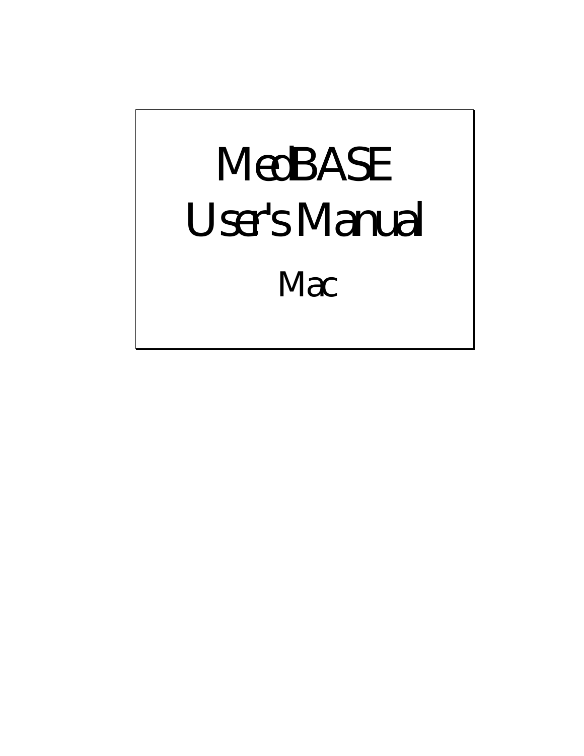# MedBASE User's Manual

## Mac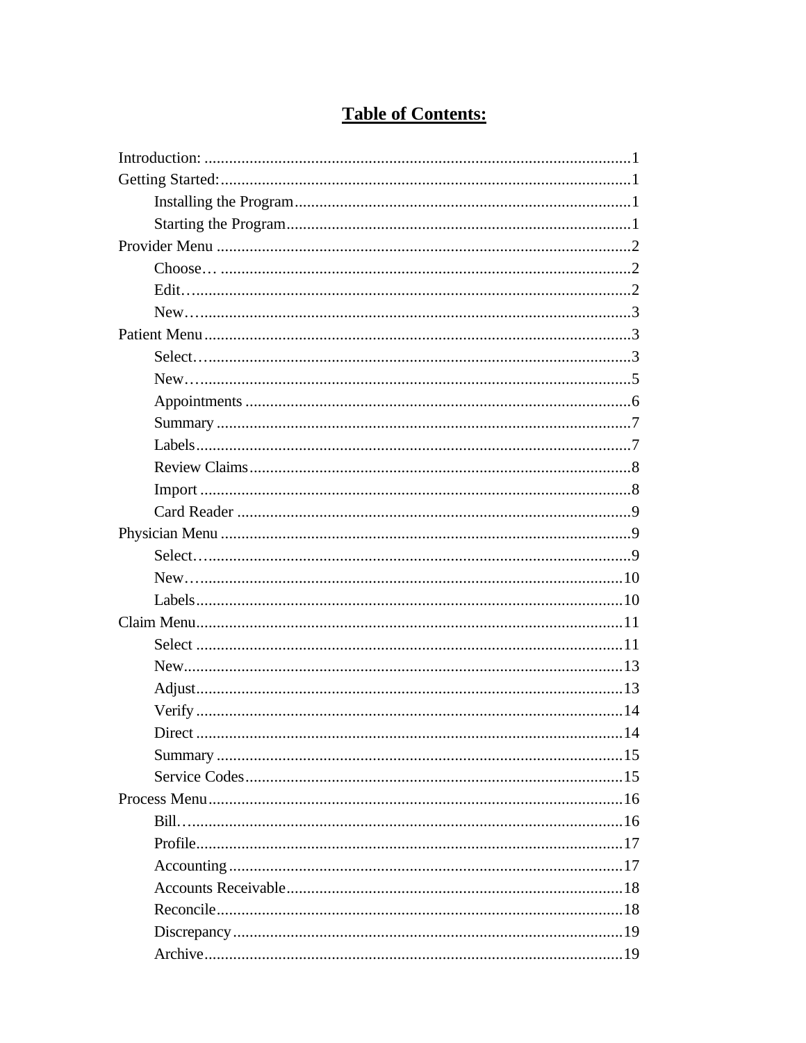# Table of Contents:

Introduction: ....................................................................................................1
Getting Started:.................................................................................................1
    Installing the Program...................................................................................1
    Starting the Program.....................................................................................1
Provider Menu ...................................................................................................2
    Choose… .......................................................................................................2
    Edit….............................................................................................................2
    New…............................................................................................................3
Patient Menu......................................................................................................3
    Select…..........................................................................................................3
    New…............................................................................................................5
    Appointments ................................................................................................6
    Summary .......................................................................................................7
    Labels............................................................................................................7
    Review Claims...............................................................................................8
    Import ...........................................................................................................8
    Card Reader ..................................................................................................9
Physician Menu .................................................................................................9
    Select….........................................................................................................9
    New…..........................................................................................................10
    Labels..........................................................................................................10
Claim Menu......................................................................................................11
    Select ..........................................................................................................11
    New.............................................................................................................13
    Adjust..........................................................................................................13
    Verify ..........................................................................................................14
    Direct ..........................................................................................................14
    Summary .....................................................................................................15
    Service Codes..............................................................................................15
Process Menu...................................................................................................16
    Bill…...........................................................................................................16
    Profile..........................................................................................................17
    Accounting ..................................................................................................17
    Accounts Receivable....................................................................................18
    Reconcile.....................................................................................................18
    Discrepancy.................................................................................................19
    Archive........................................................................................................19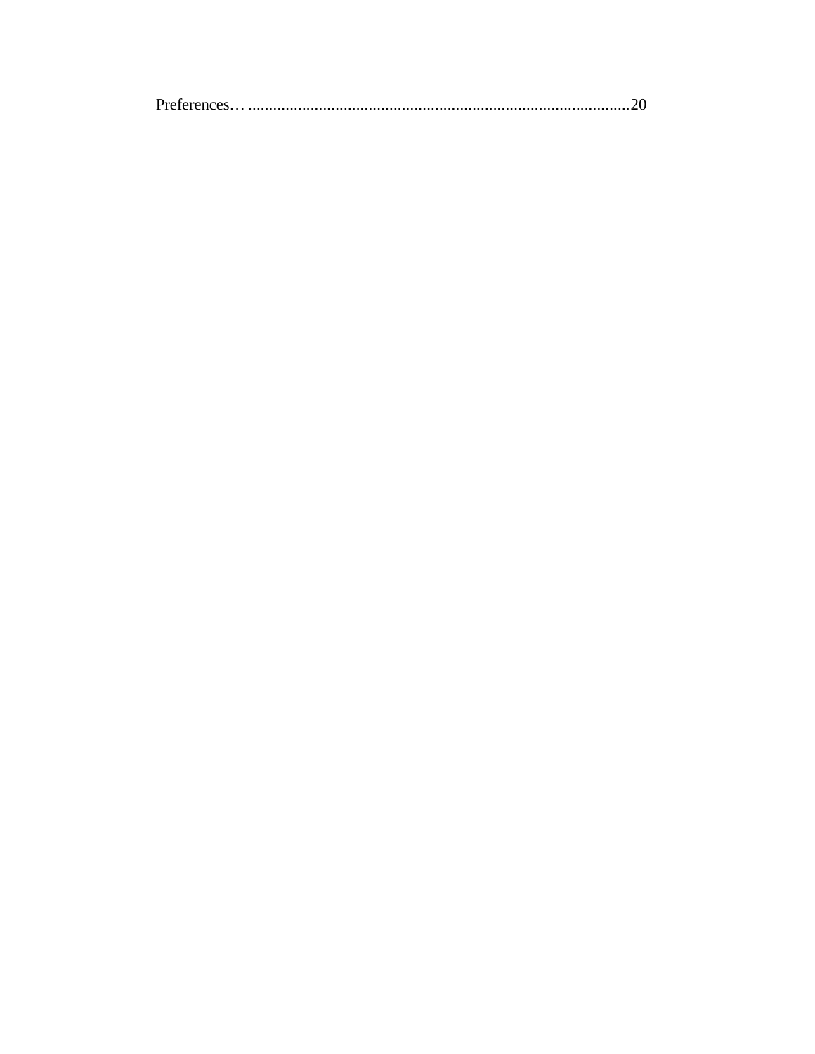Preferences… ...........................................................................................20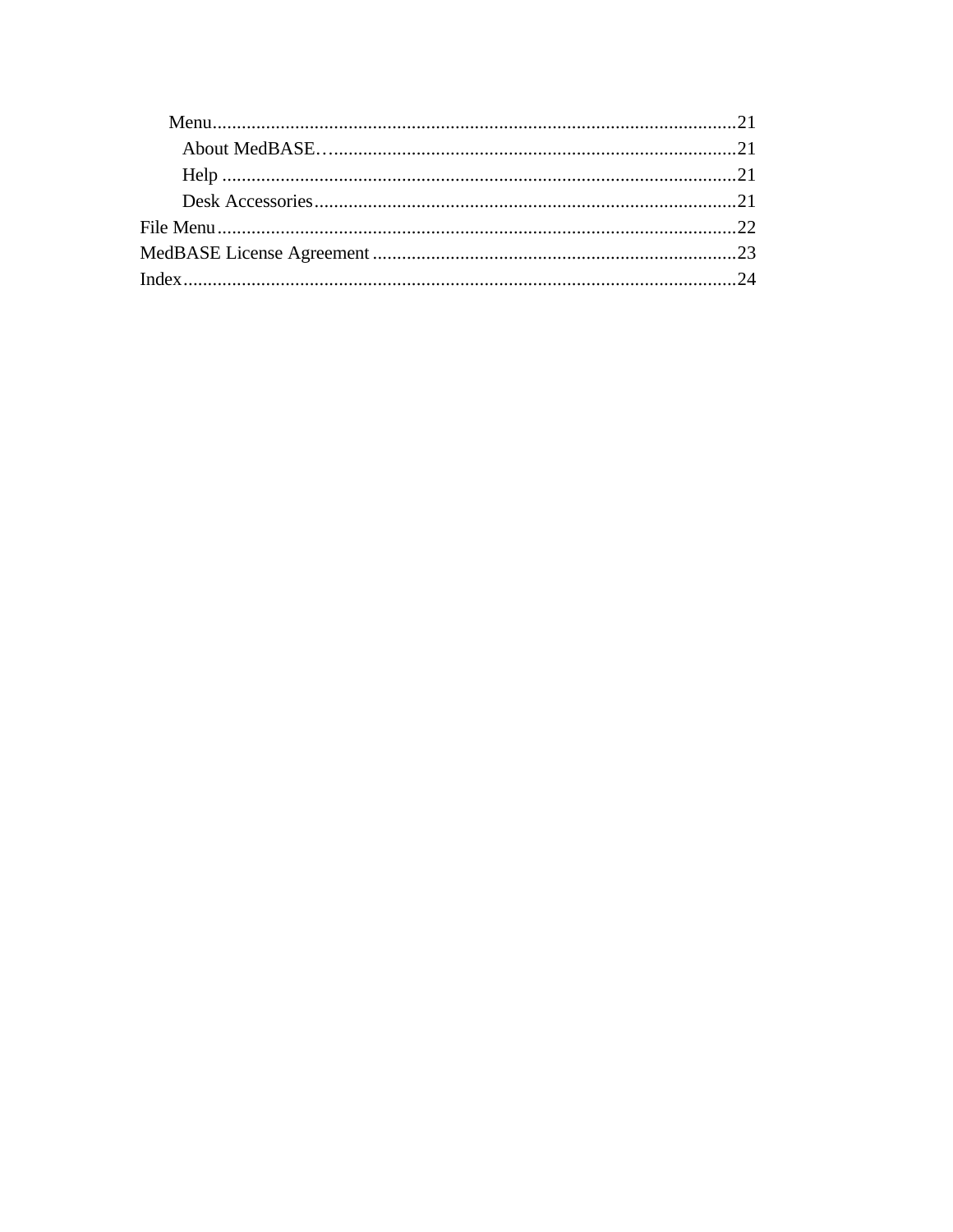Menu......................................................................................................21

About MedBASE…..............................................................................21

Help ...................................................................................................21

Desk Accessories..............................................................................21

File Menu..................................................................................................22

MedBASE License Agreement..................................................................23

Index.........................................................................................................24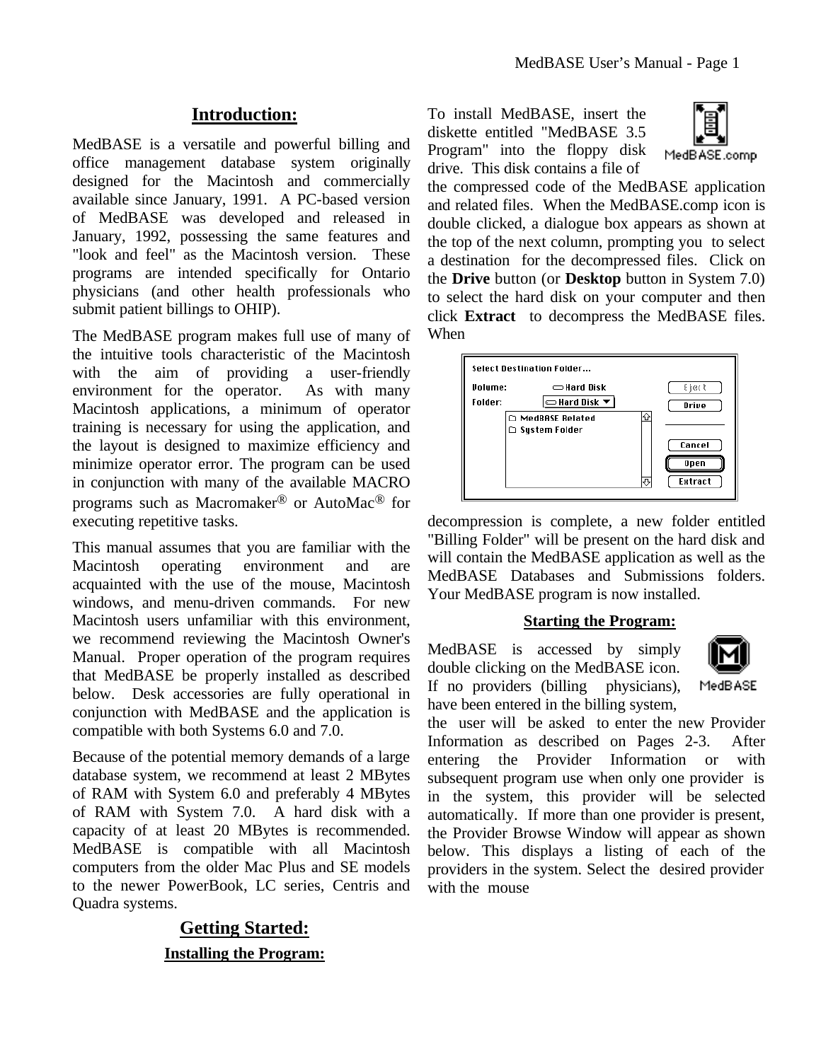## Introduction:

MedBASE is a versatile and powerful billing and office management database system originally designed for the Macintosh and commercially available since January, 1991. A PC-based version of MedBASE was developed and released in January, 1992, possessing the same features and "look and feel" as the Macintosh version. These programs are intended specifically for Ontario physicians (and other health professionals who submit patient billings to OHIP).

The MedBASE program makes full use of many of the intuitive tools characteristic of the Macintosh with the aim of providing a user-friendly environment for the operator. As with many Macintosh applications, a minimum of operator training is necessary for using the application, and the layout is designed to maximize efficiency and minimize operator error. The program can be used in conjunction with many of the available MACRO programs such as Macromaker® or AutoMac® for executing repetitive tasks.

This manual assumes that you are familiar with the Macintosh operating environment and are acquainted with the use of the mouse, Macintosh windows, and menu-driven commands. For new Macintosh users unfamiliar with this environment, we recommend reviewing the Macintosh Owner's Manual. Proper operation of the program requires that MedBASE be properly installed as described below. Desk accessories are fully operational in conjunction with MedBASE and the application is compatible with both Systems 6.0 and 7.0.

Because of the potential memory demands of a large database system, we recommend at least 2 MBytes of RAM with System 6.0 and preferably 4 MBytes of RAM with System 7.0. A hard disk with a capacity of at least 20 MBytes is recommended. MedBASE is compatible with all Macintosh computers from the older Mac Plus and SE models to the newer PowerBook, LC series, Centris and Quadra systems.

## Getting Started:

### Installing the Program:

To install MedBASE, insert the diskette entitled "MedBASE 3.5 Program" into the floppy disk drive. This disk contains a file of the compressed code of the MedBASE application and related files. When the MedBASE.comp icon is double clicked, a dialogue box appears as shown at the top of the next column, prompting you to select a destination for the decompressed files. Click on the **Drive** button (or **Desktop** button in System 7.0) to select the hard disk on your computer and then click **Extract** to decompress the MedBASE files. When decompression is complete, a new folder entitled "Billing Folder" will be present on the hard disk and will contain the MedBASE application as well as the MedBASE Databases and Submissions folders. Your MedBASE program is now installed.

### Starting the Program:

MedBASE is accessed by simply double clicking on the MedBASE icon. If no providers (billing physicians), have been entered in the billing system, the user will be asked to enter the new Provider Information as described on Pages 2-3. After entering the Provider Information or with subsequent program use when only one provider is in the system, this provider will be selected automatically. If more than one provider is present, the Provider Browse Window will appear as shown below. This displays a listing of each of the providers in the system. Select the desired provider with the mouse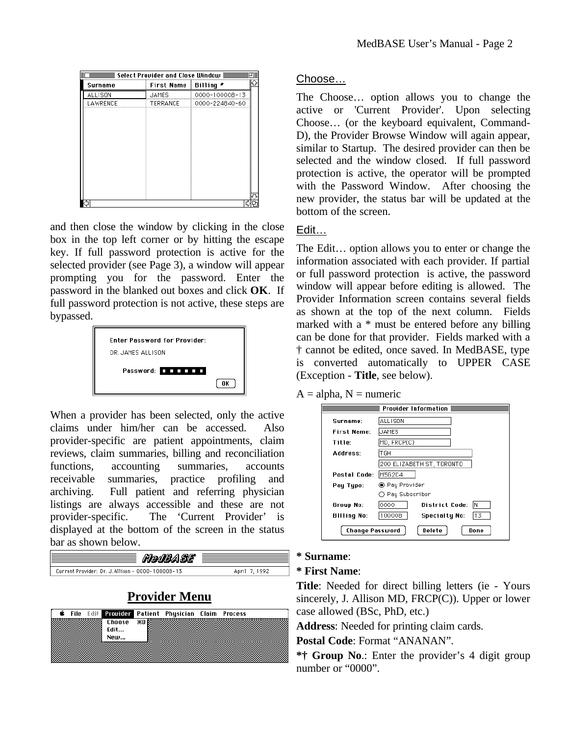and then close the window by clicking in the close box in the top left corner or by hitting the escape key. If full password protection is active for the selected provider (see Page 3), a window will appear prompting you for the password. Enter the password in the blanked out boxes and click **OK**. If full password protection is not active, these steps are bypassed.

When a provider has been selected, only the active claims under him/her can be accessed. Also provider-specific are patient appointments, claim reviews, claim summaries, billing and reconciliation functions, accounting summaries, accounts receivable summaries, practice profiling and archiving. Full patient and referring physician listings are always accessible and these are not provider-specific. The 'Current Provider' is displayed at the bottom of the screen in the status bar as shown below.

## Provider Menu

### Choose…

The Choose… option allows you to change the active or 'Current Provider'. Upon selecting Choose… (or the keyboard equivalent, Command-D), the Provider Browse Window will again appear, similar to Startup. The desired provider can then be selected and the window closed. If full password protection is active, the operator will be prompted with the Password Window. After choosing the new provider, the status bar will be updated at the bottom of the screen.

### Edit…

The Edit… option allows you to enter or change the information associated with each provider. If partial or full password protection is active, the password window will appear before editing is allowed. The Provider Information screen contains several fields as shown at the top of the next column. Fields marked with a * must be entered before any billing can be done for that provider. Fields marked with a † cannot be edited, once saved. In MedBASE, type is converted automatically to UPPER CASE (Exception - **Title**, see below).

A = alpha, N = numeric

**\* Surname**:

**\* First Name**:

**Title**: Needed for direct billing letters (ie - Yours sincerely, J. Allison MD, FRCP(C)). Upper or lower case allowed (BSc, PhD, etc.)

**Address**: Needed for printing claim cards.

**Postal Code**: Format "ANANAN".

**\*† Group No.**: Enter the provider's 4 digit group number or "0000".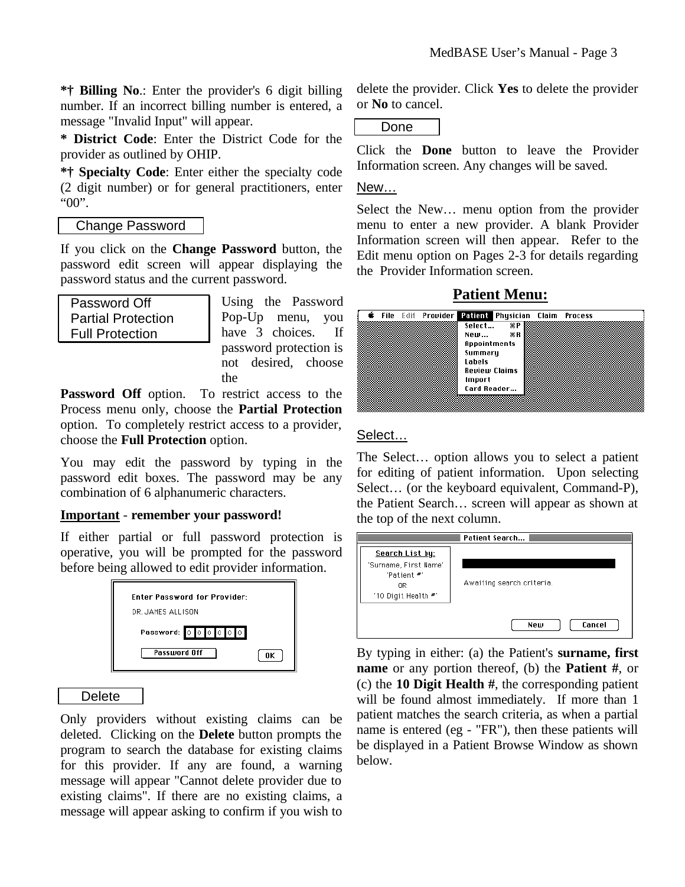**\*† Billing No**.: Enter the provider's 6 digit billing number. If an incorrect billing number is entered, a message "Invalid Input" will appear.

**\* District Code**: Enter the District Code for the provider as outlined by OHIP.

**\*† Specialty Code**: Enter either the specialty code (2 digit number) or for general practitioners, enter "00".

Change Password

If you click on the **Change Password** button, the password edit screen will appear displaying the password status and the current password.

Password Off
Partial Protection
Full Protection

Using the Password Pop-Up menu, you have 3 choices. If password protection is not desired, choose the **Password Off** option. To restrict access to the Process menu only, choose the **Partial Protection** option. To completely restrict access to a provider, choose the **Full Protection** option.

You may edit the password by typing in the password edit boxes. The password may be any combination of 6 alphanumeric characters.

**Important - remember your password!**

If either partial or full password protection is operative, you will be prompted for the password before being allowed to edit provider information.

Enter Password for Provider:
DR. JAMES ALLISON
Password: 0 0 0 0 0 0
Password Off OK

Delete

Only providers without existing claims can be deleted. Clicking on the **Delete** button prompts the program to search the database for existing claims for this provider. If any are found, a warning message will appear "Cannot delete provider due to existing claims". If there are no existing claims, a message will appear asking to confirm if you wish to delete the provider. Click **Yes** to delete the provider or **No** to cancel.

Done

Click the **Done** button to leave the Provider Information screen. Any changes will be saved.

New…

Select the New… menu option from the provider menu to enter a new provider. A blank Provider Information screen will then appear. Refer to the Edit menu option on Pages 2-3 for details regarding the Provider Information screen.

## Patient Menu:

File Edit Provider Patient Physician Claim Process
Select… ⌘P
New… ⌘R
Appointments
Summary
Labels
Review Claims
Import
Card Reader…

Select…

The Select… option allows you to select a patient for editing of patient information. Upon selecting Select… (or the keyboard equivalent, Command-P), the Patient Search… screen will appear as shown at the top of the next column.

Patient Search…
Search List by:
'Surname, First Name'
'Patient #'
OR
'10 Digit Health #'
Awaiting search criteria.
New Cancel

By typing in either: (a) the Patient's **surname, first name** or any portion thereof, (b) the **Patient #**, or (c) the **10 Digit Health #**, the corresponding patient will be found almost immediately. If more than 1 patient matches the search criteria, as when a partial name is entered (eg - "FR"), then these patients will be displayed in a Patient Browse Window as shown below.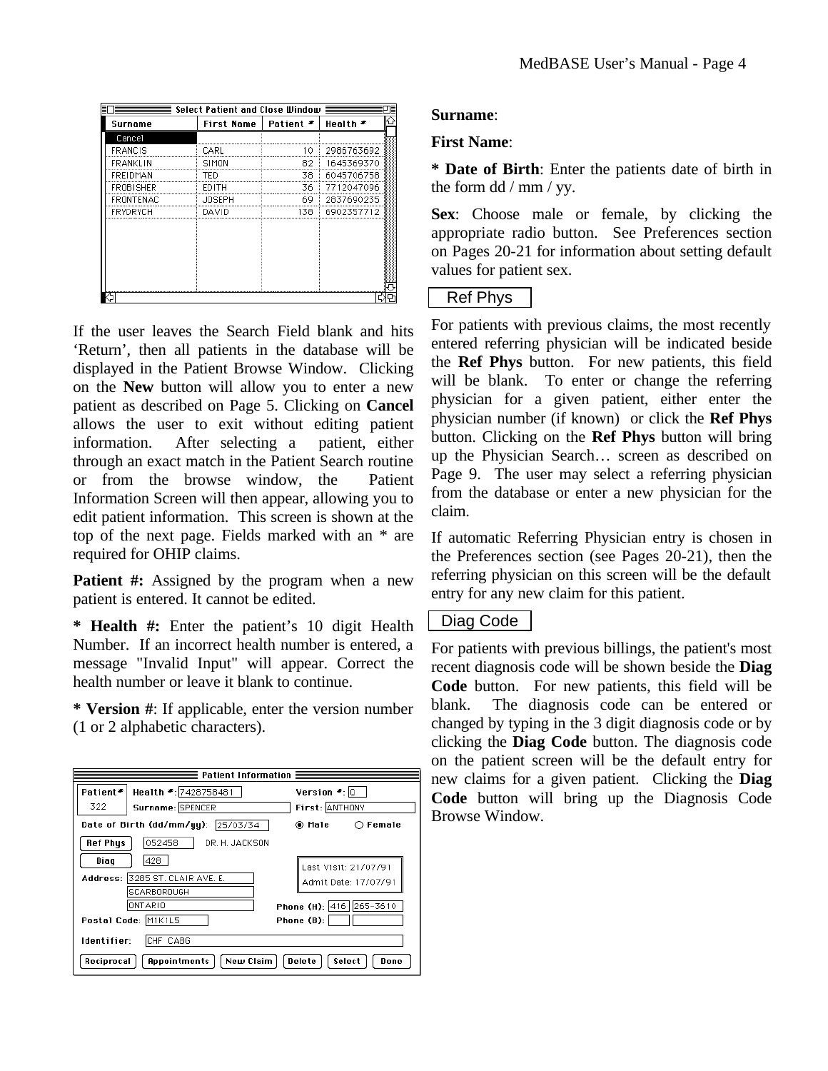| Surname | First Name | Patient # | Health # |
|---|---|---|---|
| Cancel | | | |
| FRANCIS | CARL | 10 | 2986763692 |
| FRANKLIN | SIMON | 82 | 1645369370 |
| FREIDMAN | TED | 38 | 6045706758 |
| FROBISHER | EDITH | 36 | 7712047096 |
| FRONTENAC | JOSEPH | 69 | 2837690235 |
| FRYDRYCH | DAVID | 138 | 6902357712 |

If the user leaves the Search Field blank and hits 'Return', then all patients in the database will be displayed in the Patient Browse Window. Clicking on the **New** button will allow you to enter a new patient as described on Page 5. Clicking on **Cancel** allows the user to exit without editing patient information. After selecting a patient, either through an exact match in the Patient Search routine or from the browse window, the Patient Information Screen will then appear, allowing you to edit patient information. This screen is shown at the top of the next page. Fields marked with an * are required for OHIP claims.

**Patient #:** Assigned by the program when a new patient is entered. It cannot be edited.

**\* Health #:** Enter the patient's 10 digit Health Number. If an incorrect health number is entered, a message "Invalid Input" will appear. Correct the health number or leave it blank to continue.

**\* Version #**: If applicable, enter the version number (1 or 2 alphabetic characters).

Patient Information

Patient# 322 | Health #: 7428758481 | Version #: Q
Surname: SPENCER | First: ANTHONY
Date of Birth (dd/mm/yy): 25/03/34 | Male / Female
Ref Phys 052458 DR. H. JACKSON
Diag 428
Address: 3285 ST. CLAIR AVE. E. / SCARBOROUGH / ONTARIO
Last Visit: 21/07/91 / Admit Date: 17/07/91
Postal Code: M1K1L5 | Phone (H): 416 265-3610 | Phone (B):
Identifier: CHF CABG
Reciprocal | Appointments | New Claim | Delete | Select | Done

**Surname**:

**First Name**:

**\* Date of Birth**: Enter the patients date of birth in the form dd / mm / yy.

**Sex**: Choose male or female, by clicking the appropriate radio button. See Preferences section on Pages 20-21 for information about setting default values for patient sex.

Ref Phys

For patients with previous claims, the most recently entered referring physician will be indicated beside the **Ref Phys** button. For new patients, this field will be blank. To enter or change the referring physician for a given patient, either enter the physician number (if known) or click the **Ref Phys** button. Clicking on the **Ref Phys** button will bring up the Physician Search… screen as described on Page 9. The user may select a referring physician from the database or enter a new physician for the claim.

If automatic Referring Physician entry is chosen in the Preferences section (see Pages 20-21), then the referring physician on this screen will be the default entry for any new claim for this patient.

Diag Code

For patients with previous billings, the patient's most recent diagnosis code will be shown beside the **Diag Code** button. For new patients, this field will be blank. The diagnosis code can be entered or changed by typing in the 3 digit diagnosis code or by clicking the **Diag Code** button. The diagnosis code on the patient screen will be the default entry for new claims for a given patient. Clicking the **Diag Code** button will bring up the Diagnosis Code Browse Window.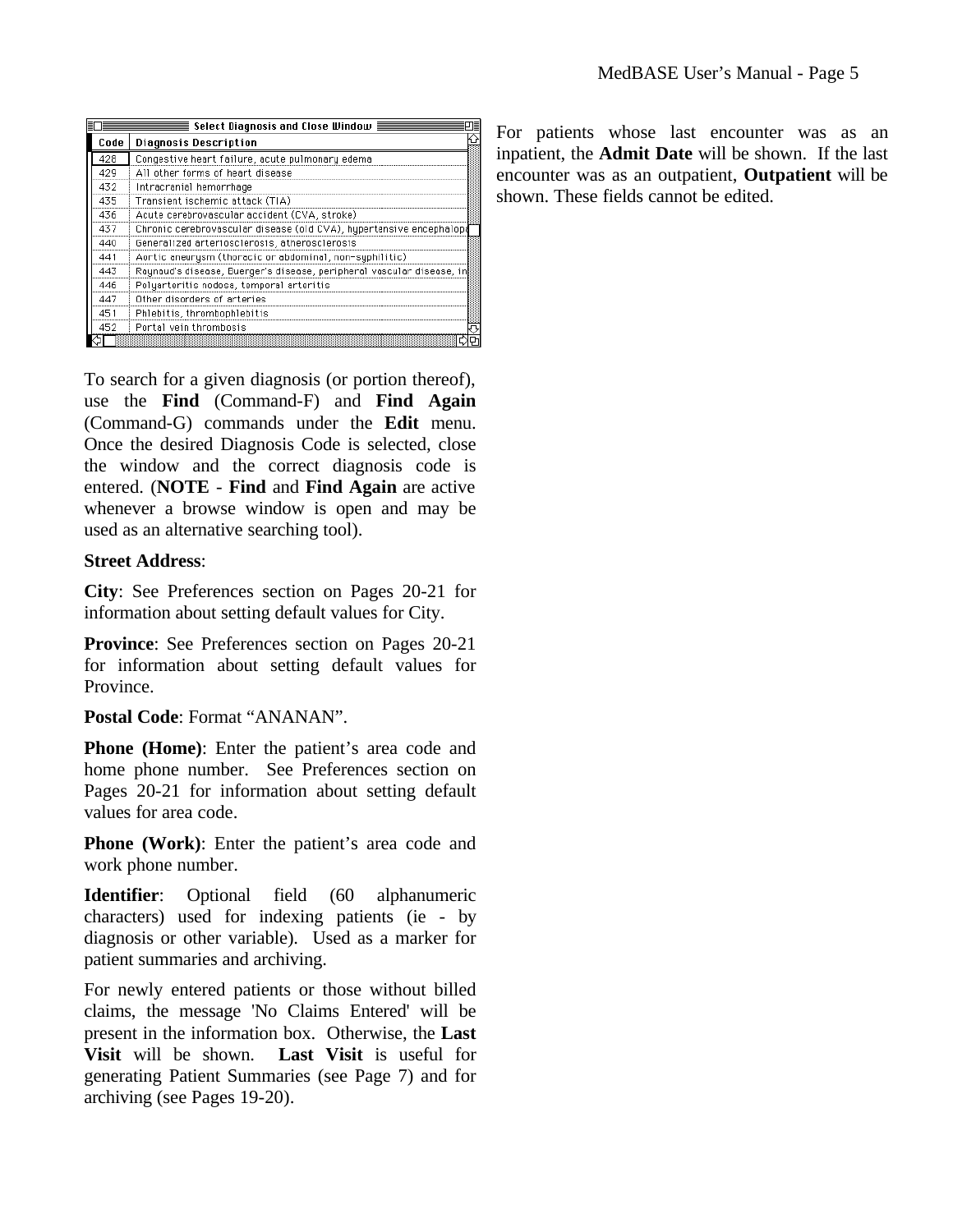| Code | Diagnosis Description |
|---|---|
| 428 | Congestive heart failure, acute pulmonary edema |
| 429 | All other forms of heart disease |
| 432 | Intracranial hemorrhage |
| 435 | Transient ischemic attack (TIA) |
| 436 | Acute cerebrovascular accident (CVA, stroke) |
| 437 | Chronic cerebrovascular disease (old CVA), hypertensive encephalop |
| 440 | Generalized arteriosclerosis, atherosclerosis |
| 441 | Aortic aneurysm (thoracic or abdominal, non-syphilitic) |
| 443 | Raynaud's disease, Buerger's disease, peripheral vascular disease, in |
| 446 | Polyarteritis nodosa, temporal arteritis |
| 447 | Other disorders of arteries |
| 451 | Phlebitis, thrombophlebitis |
| 452 | Portal vein thrombosis |

To search for a given diagnosis (or portion thereof), use the **Find** (Command-F) and **Find Again** (Command-G) commands under the **Edit** menu. Once the desired Diagnosis Code is selected, close the window and the correct diagnosis code is entered. (**NOTE** - **Find** and **Find Again** are active whenever a browse window is open and may be used as an alternative searching tool).

**Street Address**:

**City**: See Preferences section on Pages 20-21 for information about setting default values for City.

**Province**: See Preferences section on Pages 20-21 for information about setting default values for Province.

**Postal Code**: Format "ANANAN".

**Phone (Home)**: Enter the patient's area code and home phone number. See Preferences section on Pages 20-21 for information about setting default values for area code.

**Phone (Work)**: Enter the patient's area code and work phone number.

**Identifier**: Optional field (60 alphanumeric characters) used for indexing patients (ie - by diagnosis or other variable). Used as a marker for patient summaries and archiving.

For newly entered patients or those without billed claims, the message 'No Claims Entered' will be present in the information box. Otherwise, the **Last Visit** will be shown. **Last Visit** is useful for generating Patient Summaries (see Page 7) and for archiving (see Pages 19-20).

For patients whose last encounter was as an inpatient, the **Admit Date** will be shown. If the last encounter was as an outpatient, **Outpatient** will be shown. These fields cannot be edited.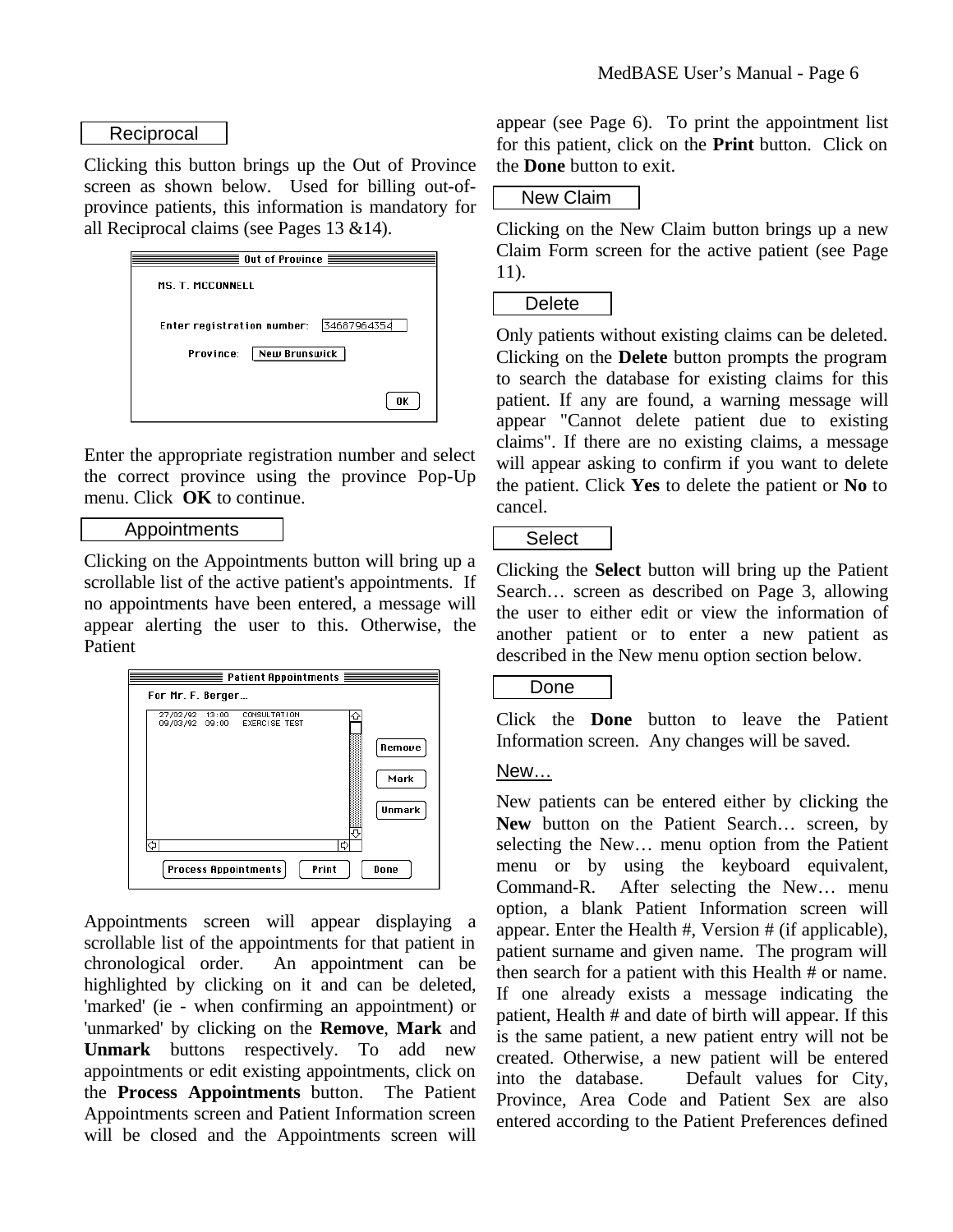## Reciprocal

Clicking this button brings up the Out of Province screen as shown below. Used for billing out-of-province patients, this information is mandatory for all Reciprocal claims (see Pages 13 &14).

Enter the appropriate registration number and select the correct province using the province Pop-Up menu. Click **OK** to continue.

## Appointments

Clicking on the Appointments button will bring up a scrollable list of the active patient's appointments. If no appointments have been entered, a message will appear alerting the user to this. Otherwise, the Patient

Appointments screen will appear displaying a scrollable list of the appointments for that patient in chronological order. An appointment can be highlighted by clicking on it and can be deleted, 'marked' (ie - when confirming an appointment) or 'unmarked' by clicking on the **Remove**, **Mark** and **Unmark** buttons respectively. To add new appointments or edit existing appointments, click on the **Process Appointments** button. The Patient Appointments screen and Patient Information screen will be closed and the Appointments screen will appear (see Page 6). To print the appointment list for this patient, click on the **Print** button. Click on the **Done** button to exit.

## New Claim

Clicking on the New Claim button brings up a new Claim Form screen for the active patient (see Page 11).

## Delete

Only patients without existing claims can be deleted. Clicking on the **Delete** button prompts the program to search the database for existing claims for this patient. If any are found, a warning message will appear "Cannot delete patient due to existing claims". If there are no existing claims, a message will appear asking to confirm if you want to delete the patient. Click **Yes** to delete the patient or **No** to cancel.

## Select

Clicking the **Select** button will bring up the Patient Search… screen as described on Page 3, allowing the user to either edit or view the information of another patient or to enter a new patient as described in the New menu option section below.

## Done

Click the **Done** button to leave the Patient Information screen. Any changes will be saved.

## New…

New patients can be entered either by clicking the **New** button on the Patient Search… screen, by selecting the New… menu option from the Patient menu or by using the keyboard equivalent, Command-R. After selecting the New… menu option, a blank Patient Information screen will appear. Enter the Health #, Version # (if applicable), patient surname and given name. The program will then search for a patient with this Health # or name. If one already exists a message indicating the patient, Health # and date of birth will appear. If this is the same patient, a new patient entry will not be created. Otherwise, a new patient will be entered into the database. Default values for City, Province, Area Code and Patient Sex are also entered according to the Patient Preferences defined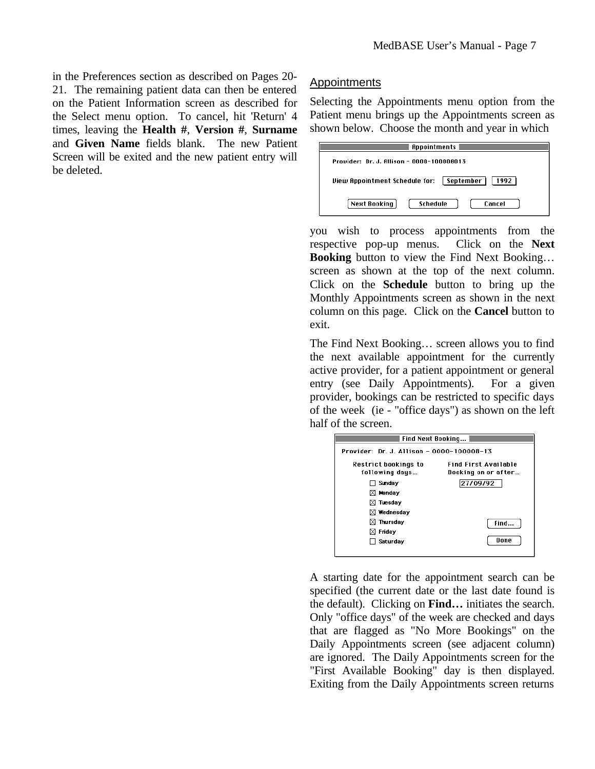in the Preferences section as described on Pages 20-21. The remaining patient data can then be entered on the Patient Information screen as described for the Select menu option. To cancel, hit 'Return' 4 times, leaving the **Health #**, **Version #**, **Surname** and **Given Name** fields blank. The new Patient Screen will be exited and the new patient entry will be deleted.

## Appointments

Selecting the Appointments menu option from the Patient menu brings up the Appointments screen as shown below. Choose the month and year in which

```
Appointments
Provider: Dr. J. Allison - 0000-100008013
View Appointment Schedule for: [September] [1992]
[Next Booking] [Schedule] [Cancel]
```

you wish to process appointments from the respective pop-up menus. Click on the **Next Booking** button to view the Find Next Booking… screen as shown at the top of the next column. Click on the **Schedule** button to bring up the Monthly Appointments screen as shown in the next column on this page. Click on the **Cancel** button to exit.

The Find Next Booking… screen allows you to find the next available appointment for the currently active provider, for a patient appointment or general entry (see Daily Appointments). For a given provider, bookings can be restricted to specific days of the week (ie - "office days") as shown on the left half of the screen.

```
Find Next Booking...
Provider: Dr. J. Allison - 0000-100008-13
Restrict bookings to         Find First Available
following days...            Booking on or after...
[ ] Sunday                   [27/09/92]
[X] Monday
[X] Tuesday
[X] Wednesday
[X] Thursday                 [Find...]
[X] Friday
[ ] Saturday                 [Done]
```

A starting date for the appointment search can be specified (the current date or the last date found is the default). Clicking on **Find…** initiates the search. Only "office days" of the week are checked and days that are flagged as "No More Bookings" on the Daily Appointments screen (see adjacent column) are ignored. The Daily Appointments screen for the "First Available Booking" day is then displayed. Exiting from the Daily Appointments screen returns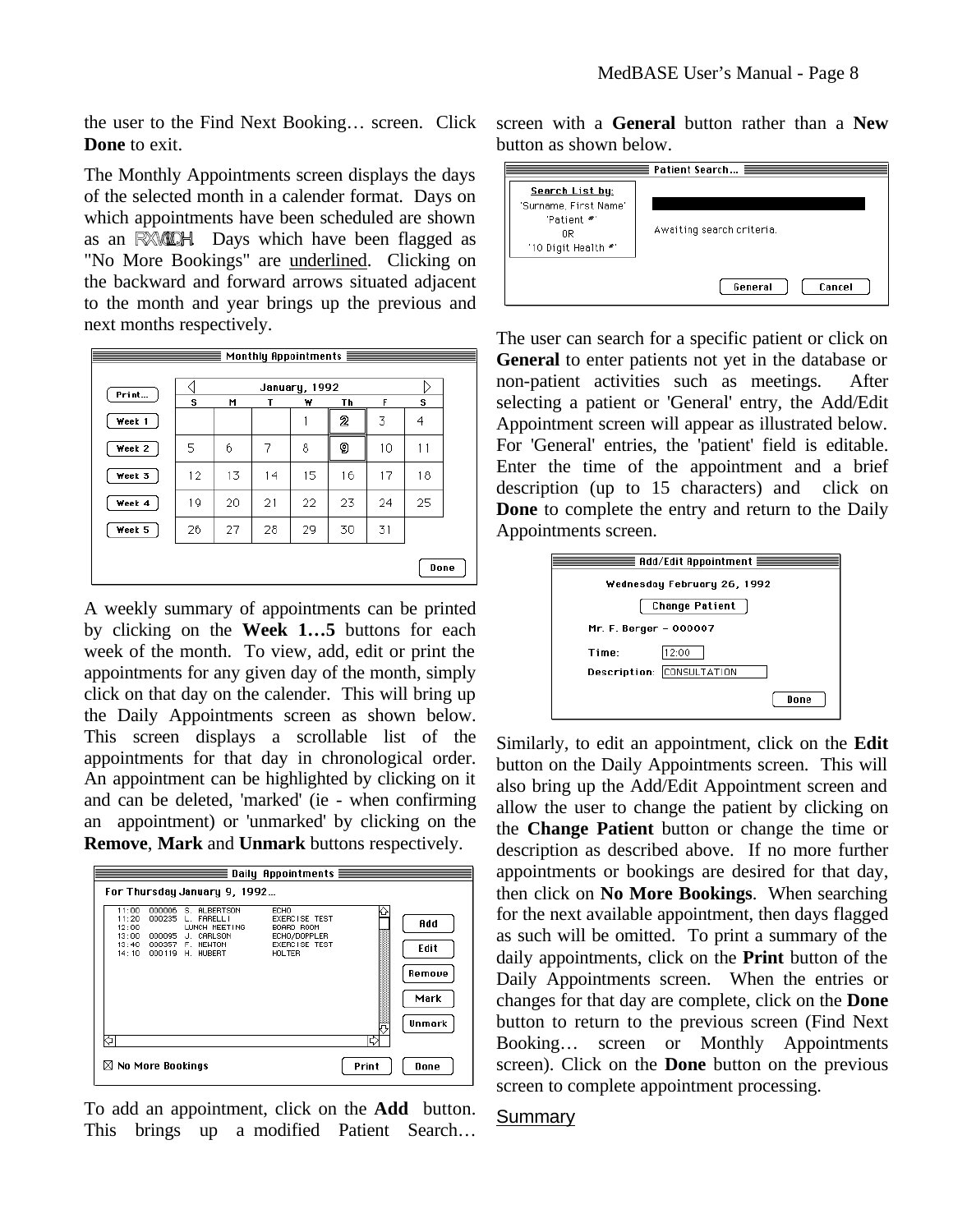the user to the Find Next Booking… screen. Click **Done** to exit.

The Monthly Appointments screen displays the days of the selected month in a calender format. Days on which appointments have been scheduled are shown as an outline. Days which have been flagged as "No More Bookings" are underlined. Clicking on the backward and forward arrows situated adjacent to the month and year brings up the previous and next months respectively.

A weekly summary of appointments can be printed by clicking on the **Week 1…5** buttons for each week of the month. To view, add, edit or print the appointments for any given day of the month, simply click on that day on the calender. This will bring up the Daily Appointments screen as shown below. This screen displays a scrollable list of the appointments for that day in chronological order. An appointment can be highlighted by clicking on it and can be deleted, 'marked' (ie - when confirming an appointment) or 'unmarked' by clicking on the **Remove**, **Mark** and **Unmark** buttons respectively.

To add an appointment, click on the **Add** button. This brings up a modified Patient Search… screen with a **General** button rather than a **New** button as shown below.

The user can search for a specific patient or click on **General** to enter patients not yet in the database or non-patient activities such as meetings. After selecting a patient or 'General' entry, the Add/Edit Appointment screen will appear as illustrated below. For 'General' entries, the 'patient' field is editable. Enter the time of the appointment and a brief description (up to 15 characters) and click on **Done** to complete the entry and return to the Daily Appointments screen.

Similarly, to edit an appointment, click on the **Edit** button on the Daily Appointments screen. This will also bring up the Add/Edit Appointment screen and allow the user to change the patient by clicking on the **Change Patient** button or change the time or description as described above. If no more further appointments or bookings are desired for that day, then click on **No More Bookings**. When searching for the next available appointment, then days flagged as such will be omitted. To print a summary of the daily appointments, click on the **Print** button of the Daily Appointments screen. When the entries or changes for that day are complete, click on the **Done** button to return to the previous screen (Find Next Booking… screen or Monthly Appointments screen). Click on the **Done** button on the previous screen to complete appointment processing.

## Summary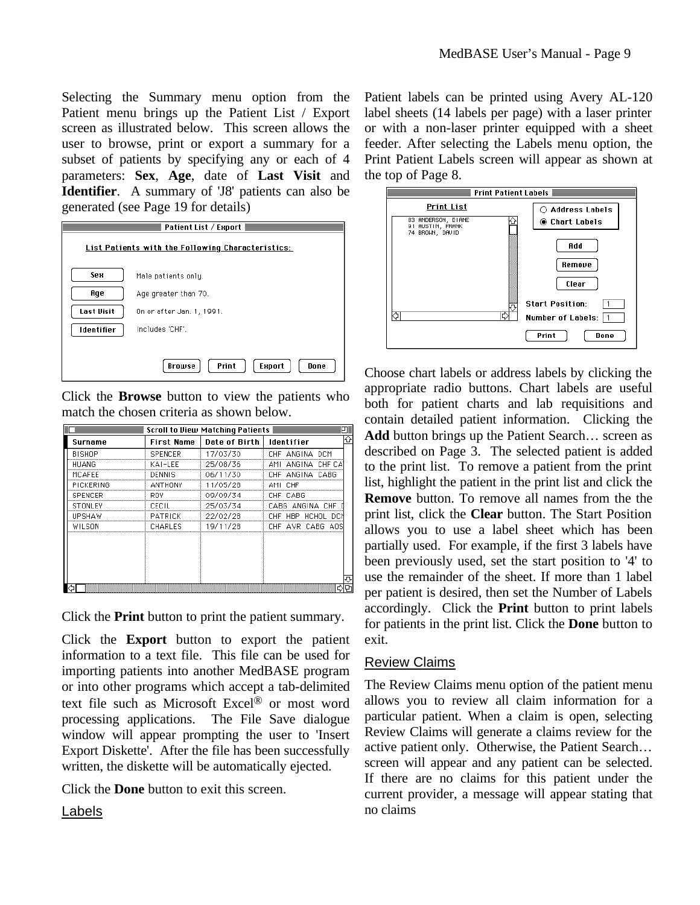Selecting the Summary menu option from the Patient menu brings up the Patient List / Export screen as illustrated below. This screen allows the user to browse, print or export a summary for a subset of patients by specifying any or each of 4 parameters: **Sex**, **Age**, date of **Last Visit** and **Identifier**. A summary of 'J8' patients can also be generated (see Page 19 for details)

**Patient List / Export**

List Patients with the Following Characteristics:

| | |
|---|---|
| Sex | Male patients only. |
| Age | Age greater than 70. |
| Last Visit | On or after Jan. 1, 1991. |
| Identifier | Includes 'CHF'. |

Browse | Print | Export | Done

Click the **Browse** button to view the patients who match the chosen criteria as shown below.

**Scroll to View Matching Patients**

| Surname | First Name | Date of Birth | Identifier |
|---|---|---|---|
| BISHOP | SPENCER | 17/03/30 | CHF ANGINA DCM |
| HUANG | KAI-LEE | 25/08/36 | AMI ANGINA CHF CA |
| MCAFEE | DENNIS | 06/11/30 | CHF ANGINA CABG |
| PICKERING | ANTHONY | 11/05/28 | AMI CHF |
| SPENCER | ROY | 09/09/34 | CHF CABG |
| STONLEY | CECIL | 25/03/34 | CABG ANGINA CHF |
| UPSHAW | PATRICK | 22/02/28 | CHF HBP HCHOL DCM |
| WILSON | CHARLES | 19/11/28 | CHF AVR CABG AOS |

Click the **Print** button to print the patient summary.

Click the **Export** button to export the patient information to a text file. This file can be used for importing patients into another MedBASE program or into other programs which accept a tab-delimited text file such as Microsoft Excel® or most word processing applications. The File Save dialogue window will appear prompting the user to 'Insert Export Diskette'. After the file has been successfully written, the diskette will be automatically ejected.

Click the **Done** button to exit this screen.

## Labels

Patient labels can be printed using Avery AL-120 label sheets (14 labels per page) with a laser printer or with a non-laser printer equipped with a sheet feeder. After selecting the Labels menu option, the Print Patient Labels screen will appear as shown at the top of Page 8.

**Print Patient Labels**

Print List
83 ANDERSON, DIANE
91 AUSTIN, FRANK
74 BROWN, DAVID

○ Address Labels
◉ Chart Labels

Add | Remove | Clear

Start Position: 1
Number of Labels: 1

Print | Done

Choose chart labels or address labels by clicking the appropriate radio buttons. Chart labels are useful both for patient charts and lab requisitions and contain detailed patient information. Clicking the **Add** button brings up the Patient Search… screen as described on Page 3. The selected patient is added to the print list. To remove a patient from the print list, highlight the patient in the print list and click the **Remove** button. To remove all names from the the print list, click the **Clear** button. The Start Position allows you to use a label sheet which has been partially used. For example, if the first 3 labels have been previously used, set the start position to '4' to use the remainder of the sheet. If more than 1 label per patient is desired, then set the Number of Labels accordingly. Click the **Print** button to print labels for patients in the print list. Click the **Done** button to exit.

## Review Claims

The Review Claims menu option of the patient menu allows you to review all claim information for a particular patient. When a claim is open, selecting Review Claims will generate a claims review for the active patient only. Otherwise, the Patient Search… screen will appear and any patient can be selected. If there are no claims for this patient under the current provider, a message will appear stating that no claims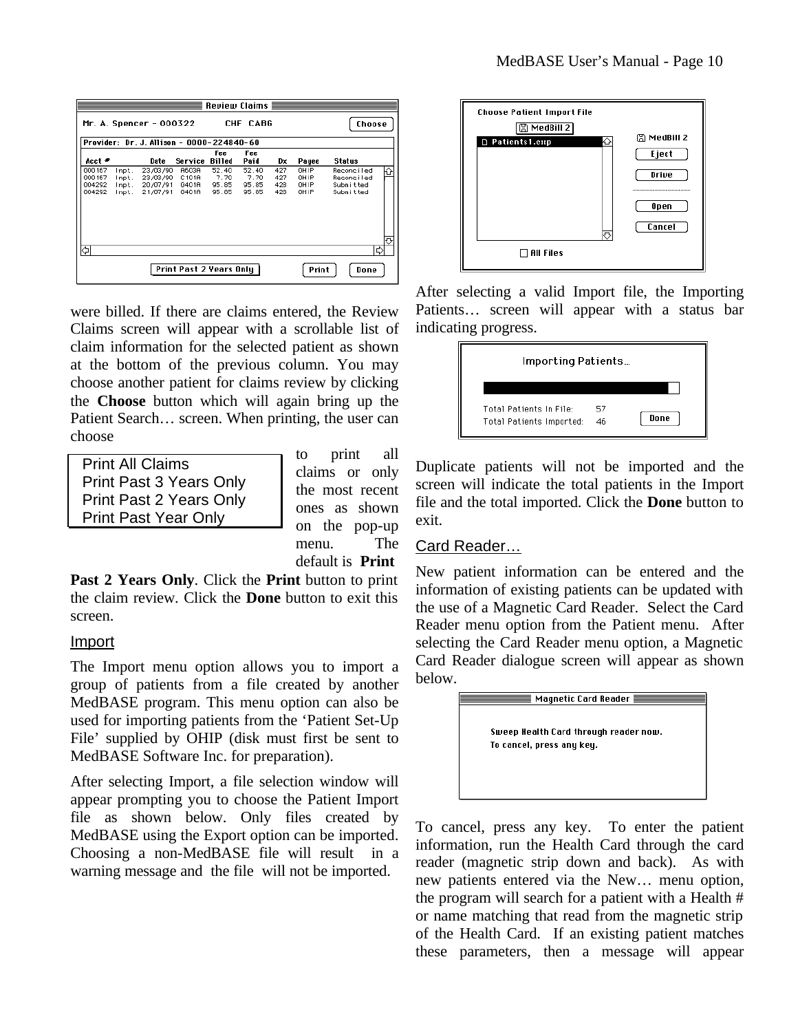were billed. If there are claims entered, the Review Claims screen will appear with a scrollable list of claim information for the selected patient as shown at the bottom of the previous column. You may choose another patient for claims review by clicking the **Choose** button which will again bring up the Patient Search… screen. When printing, the user can choose

Print All Claims
Print Past 3 Years Only
Print Past 2 Years Only
Print Past Year Only

to print all claims or only the most recent ones as shown on the pop-up menu. The default is **Print Past 2 Years Only**. Click the **Print** button to print the claim review. Click the **Done** button to exit this screen.

### Import

The Import menu option allows you to import a group of patients from a file created by another MedBASE program. This menu option can also be used for importing patients from the 'Patient Set-Up File' supplied by OHIP (disk must first be sent to MedBASE Software Inc. for preparation).

After selecting Import, a file selection window will appear prompting you to choose the Patient Import file as shown below. Only files created by MedBASE using the Export option can be imported. Choosing a non-MedBASE file will result in a warning message and the file will not be imported.

After selecting a valid Import file, the Importing Patients… screen will appear with a status bar indicating progress.

Duplicate patients will not be imported and the screen will indicate the total patients in the Import file and the total imported. Click the **Done** button to exit.

### Card Reader…

New patient information can be entered and the information of existing patients can be updated with the use of a Magnetic Card Reader. Select the Card Reader menu option from the Patient menu. After selecting the Card Reader menu option, a Magnetic Card Reader dialogue screen will appear as shown below.

To cancel, press any key. To enter the patient information, run the Health Card through the card reader (magnetic strip down and back). As with new patients entered via the New… menu option, the program will search for a patient with a Health # or name matching that read from the magnetic strip of the Health Card. If an existing patient matches these parameters, then a message will appear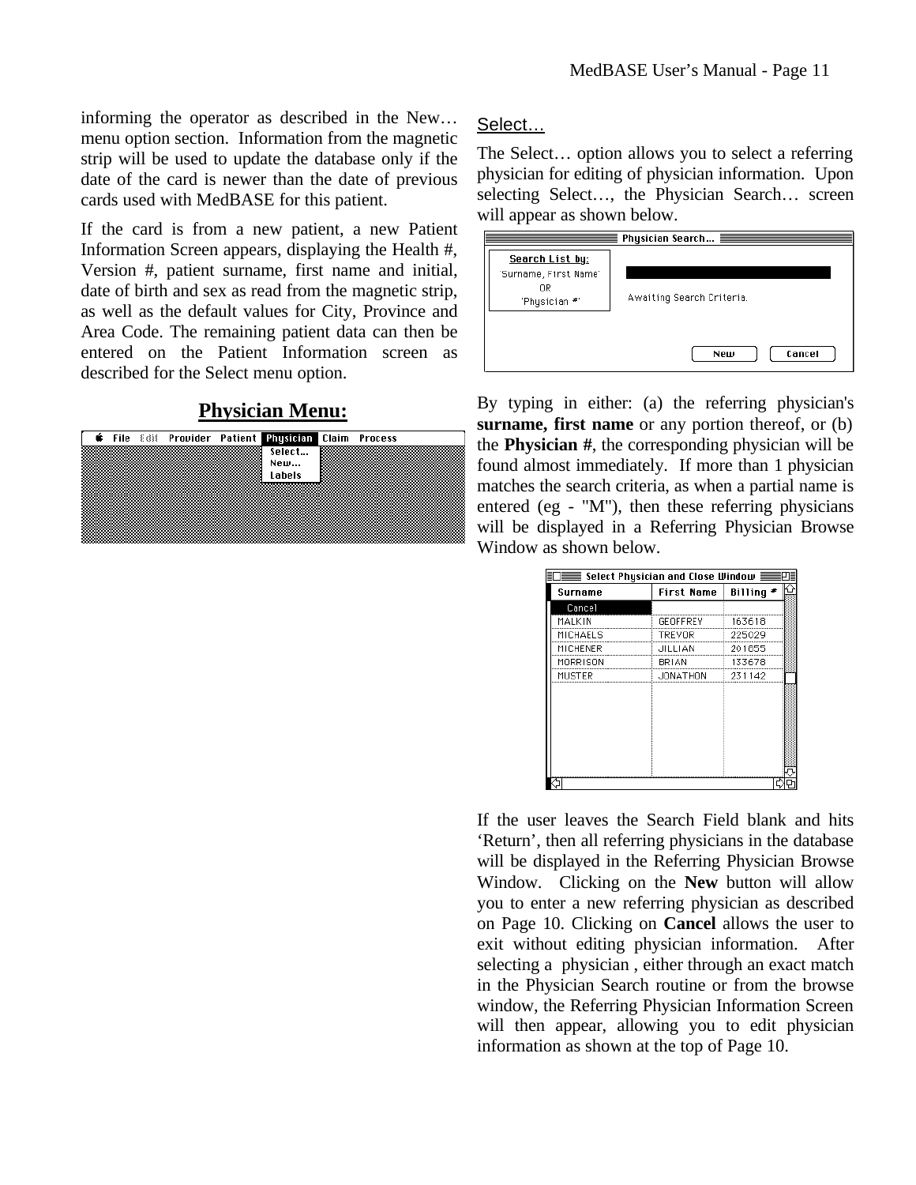informing the operator as described in the New… menu option section. Information from the magnetic strip will be used to update the database only if the date of the card is newer than the date of previous cards used with MedBASE for this patient.

If the card is from a new patient, a new Patient Information Screen appears, displaying the Health #, Version #, patient surname, first name and initial, date of birth and sex as read from the magnetic strip, as well as the default values for City, Province and Area Code. The remaining patient data can then be entered on the Patient Information screen as described for the Select menu option.

## Physician Menu:

### Select…

The Select… option allows you to select a referring physician for editing of physician information. Upon selecting Select…, the Physician Search… screen will appear as shown below.

By typing in either: (a) the referring physician's **surname, first name** or any portion thereof, or (b) the **Physician #**, the corresponding physician will be found almost immediately. If more than 1 physician matches the search criteria, as when a partial name is entered (eg - "M"), then these referring physicians will be displayed in a Referring Physician Browse Window as shown below.

If the user leaves the Search Field blank and hits 'Return', then all referring physicians in the database will be displayed in the Referring Physician Browse Window. Clicking on the **New** button will allow you to enter a new referring physician as described on Page 10. Clicking on **Cancel** allows the user to exit without editing physician information. After selecting a physician , either through an exact match in the Physician Search routine or from the browse window, the Referring Physician Information Screen will then appear, allowing you to edit physician information as shown at the top of Page 10.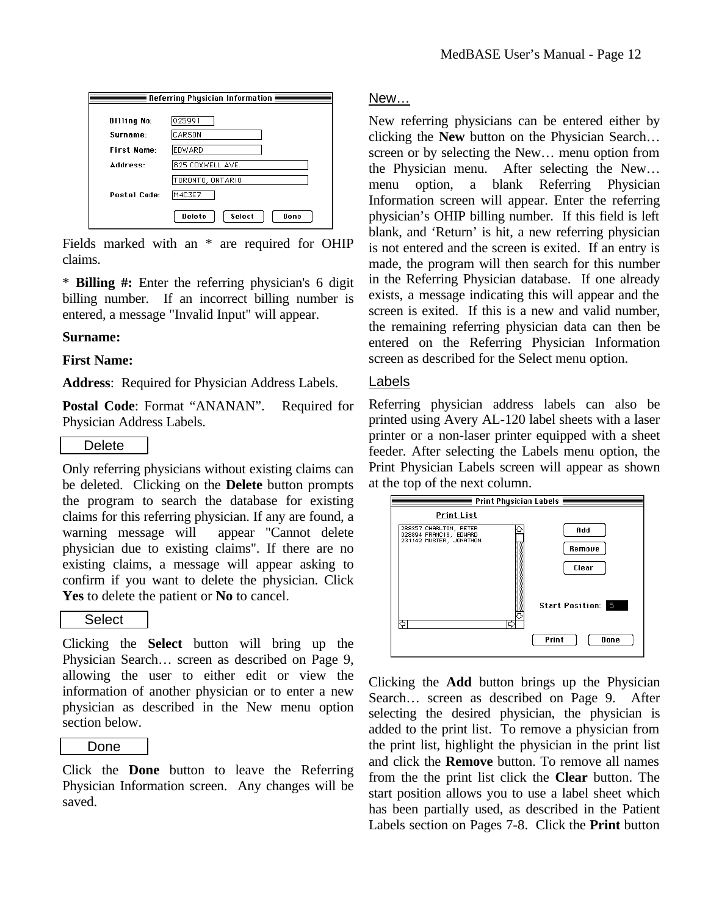Fields marked with an * are required for OHIP claims.

* **Billing #:** Enter the referring physician's 6 digit billing number. If an incorrect billing number is entered, a message "Invalid Input" will appear.

**Surname:**

**First Name:**

**Address**: Required for Physician Address Labels.

**Postal Code**: Format "ANANAN". Required for Physician Address Labels.

### Delete

Only referring physicians without existing claims can be deleted. Clicking on the **Delete** button prompts the program to search the database for existing claims for this referring physician. If any are found, a warning message will appear "Cannot delete physician due to existing claims". If there are no existing claims, a message will appear asking to confirm if you want to delete the physician. Click **Yes** to delete the patient or **No** to cancel.

### Select

Clicking the **Select** button will bring up the Physician Search… screen as described on Page 9, allowing the user to either edit or view the information of another physician or to enter a new physician as described in the New menu option section below.

### Done

Click the **Done** button to leave the Referring Physician Information screen. Any changes will be saved.

## New…

New referring physicians can be entered either by clicking the **New** button on the Physician Search… screen or by selecting the New… menu option from the Physician menu. After selecting the New… menu option, a blank Referring Physician Information screen will appear. Enter the referring physician's OHIP billing number. If this field is left blank, and 'Return' is hit, a new referring physician is not entered and the screen is exited. If an entry is made, the program will then search for this number in the Referring Physician database. If one already exists, a message indicating this will appear and the screen is exited. If this is a new and valid number, the remaining referring physician data can then be entered on the Referring Physician Information screen as described for the Select menu option.

## Labels

Referring physician address labels can also be printed using Avery AL-120 label sheets with a laser printer or a non-laser printer equipped with a sheet feeder. After selecting the Labels menu option, the Print Physician Labels screen will appear as shown at the top of the next column.

Clicking the **Add** button brings up the Physician Search… screen as described on Page 9. After selecting the desired physician, the physician is added to the print list. To remove a physician from the print list, highlight the physician in the print list and click the **Remove** button. To remove all names from the the print list click the **Clear** button. The start position allows you to use a label sheet which has been partially used, as described in the Patient Labels section on Pages 7-8. Click the **Print** button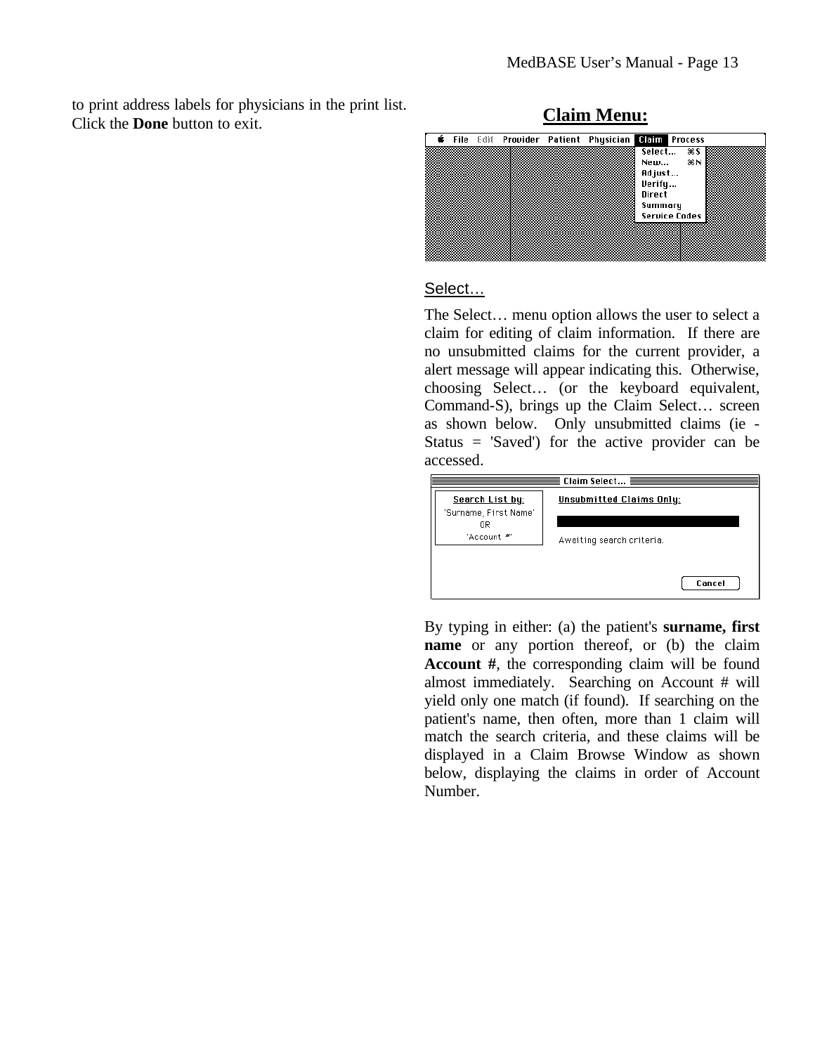to print address labels for physicians in the print list. Click the **Done** button to exit.

## Claim Menu:

Select…

The Select… menu option allows the user to select a claim for editing of claim information. If there are no unsubmitted claims for the current provider, a alert message will appear indicating this. Otherwise, choosing Select… (or the keyboard equivalent, Command-S), brings up the Claim Select… screen as shown below. Only unsubmitted claims (ie - Status = 'Saved') for the active provider can be accessed.

By typing in either: (a) the patient's **surname, first name** or any portion thereof, or (b) the claim **Account #**, the corresponding claim will be found almost immediately. Searching on Account # will yield only one match (if found). If searching on the patient's name, then often, more than 1 claim will match the search criteria, and these claims will be displayed in a Claim Browse Window as shown below, displaying the claims in order of Account Number.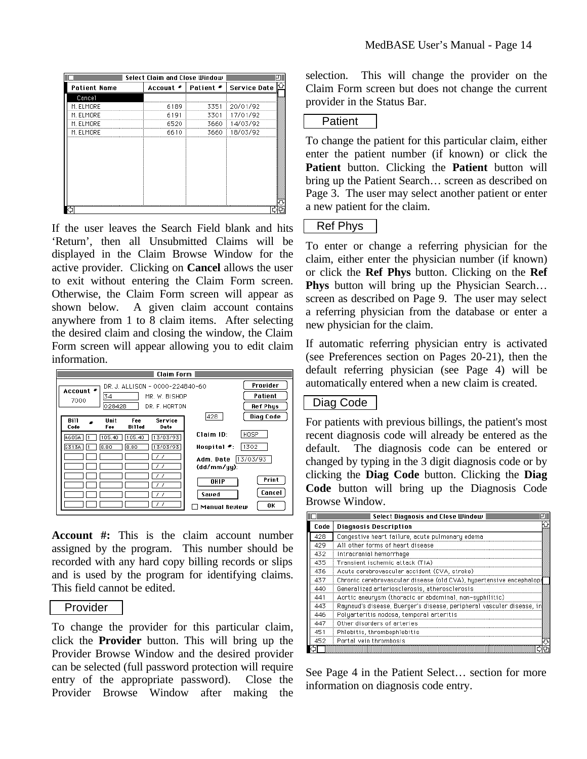If the user leaves the Search Field blank and hits 'Return', then all Unsubmitted Claims will be displayed in the Claim Browse Window for the active provider. Clicking on **Cancel** allows the user to exit without entering the Claim Form screen. Otherwise, the Claim Form screen will appear as shown below. A given claim account contains anywhere from 1 to 8 claim items. After selecting the desired claim and closing the window, the Claim Form screen will appear allowing you to edit claim information.

**Account #:** This is the claim account number assigned by the program. This number should be recorded with any hard copy billing records or slips and is used by the program for identifying claims. This field cannot be edited.

Provider

To change the provider for this particular claim, click the **Provider** button. This will bring up the Provider Browse Window and the desired provider can be selected (full password protection will require entry of the appropriate password). Close the Provider Browse Window after making the selection. This will change the provider on the Claim Form screen but does not change the current provider in the Status Bar.

Patient

To change the patient for this particular claim, either enter the patient number (if known) or click the **Patient** button. Clicking the **Patient** button will bring up the Patient Search… screen as described on Page 3. The user may select another patient or enter a new patient for the claim.

Ref Phys

To enter or change a referring physician for the claim, either enter the physician number (if known) or click the **Ref Phys** button. Clicking on the **Ref Phys** button will bring up the Physician Search… screen as described on Page 9. The user may select a referring physician from the database or enter a new physician for the claim.

If automatic referring physician entry is activated (see Preferences section on Pages 20-21), then the default referring physician (see Page 4) will be automatically entered when a new claim is created.

Diag Code

For patients with previous billings, the patient's most recent diagnosis code will already be entered as the default. The diagnosis code can be entered or changed by typing in the 3 digit diagnosis code or by clicking the **Diag Code** button. Clicking the **Diag Code** button will bring up the Diagnosis Code Browse Window.

See Page 4 in the Patient Select… section for more information on diagnosis code entry.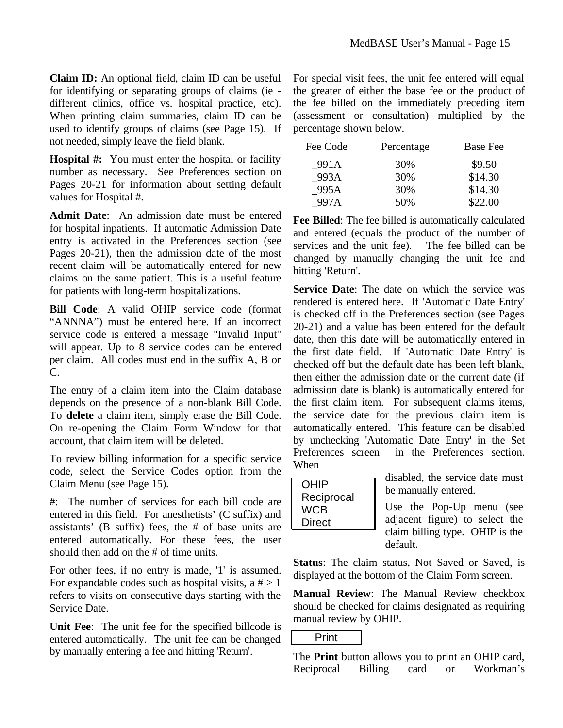**Claim ID:** An optional field, claim ID can be useful for identifying or separating groups of claims (ie - different clinics, office vs. hospital practice, etc). When printing claim summaries, claim ID can be used to identify groups of claims (see Page 15). If not needed, simply leave the field blank.

**Hospital #:** You must enter the hospital or facility number as necessary. See Preferences section on Pages 20-21 for information about setting default values for Hospital #.

**Admit Date**: An admission date must be entered for hospital inpatients. If automatic Admission Date entry is activated in the Preferences section (see Pages 20-21), then the admission date of the most recent claim will be automatically entered for new claims on the same patient. This is a useful feature for patients with long-term hospitalizations.

**Bill Code**: A valid OHIP service code (format "ANNNA") must be entered here. If an incorrect service code is entered a message "Invalid Input" will appear. Up to 8 service codes can be entered per claim. All codes must end in the suffix A, B or C.

The entry of a claim item into the Claim database depends on the presence of a non-blank Bill Code. To **delete** a claim item, simply erase the Bill Code. On re-opening the Claim Form Window for that account, that claim item will be deleted.

To review billing information for a specific service code, select the Service Codes option from the Claim Menu (see Page 15).

#: The number of services for each bill code are entered in this field. For anesthetists' (C suffix) and assistants' (B suffix) fees, the # of base units are entered automatically. For these fees, the user should then add on the # of time units.

For other fees, if no entry is made, '1' is assumed. For expandable codes such as hospital visits, a # > 1 refers to visits on consecutive days starting with the Service Date.

**Unit Fee**: The unit fee for the specified billcode is entered automatically. The unit fee can be changed by manually entering a fee and hitting 'Return'.

For special visit fees, the unit fee entered will equal the greater of either the base fee or the product of the fee billed on the immediately preceding item (assessment or consultation) multiplied by the percentage shown below.

| Fee Code | Percentage | Base Fee |
|---|---|---|
| _991A | 30% | $9.50 |
| _993A | 30% | $14.30 |
| _995A | 30% | $14.30 |
| _997A | 50% | $22.00 |

**Fee Billed**: The fee billed is automatically calculated and entered (equals the product of the number of services and the unit fee). The fee billed can be changed by manually changing the unit fee and hitting 'Return'.

**Service Date**: The date on which the service was rendered is entered here. If 'Automatic Date Entry' is checked off in the Preferences section (see Pages 20-21) and a value has been entered for the default date, then this date will be automatically entered in the first date field. If 'Automatic Date Entry' is checked off but the default date has been left blank, then either the admission date or the current date (if admission date is blank) is automatically entered for the first claim item. For subsequent claims items, the service date for the previous claim item is automatically entered. This feature can be disabled by unchecking 'Automatic Date Entry' in the Set Preferences screen in the Preferences section. When disabled, the service date must be manually entered.

OHIP
Reciprocal
WCB
Direct

Use the Pop-Up menu (see adjacent figure) to select the claim billing type. OHIP is the default.

**Status**: The claim status, Not Saved or Saved, is displayed at the bottom of the Claim Form screen.

**Manual Review**: The Manual Review checkbox should be checked for claims designated as requiring manual review by OHIP.

Print

The **Print** button allows you to print an OHIP card, Reciprocal Billing card or Workman's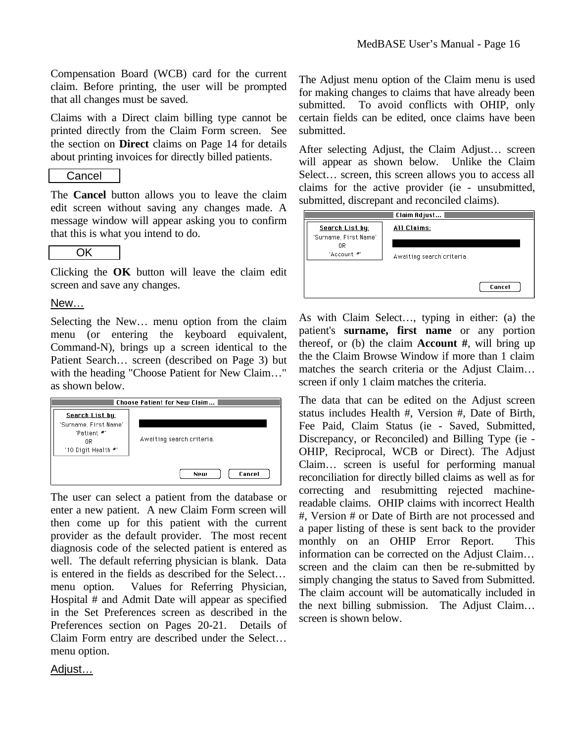Compensation Board (WCB) card for the current claim. Before printing, the user will be prompted that all changes must be saved.

Claims with a Direct claim billing type cannot be printed directly from the Claim Form screen. See the section on **Direct** claims on Page 14 for details about printing invoices for directly billed patients.

Cancel

The **Cancel** button allows you to leave the claim edit screen without saving any changes made. A message window will appear asking you to confirm that this is what you intend to do.

OK

Clicking the **OK** button will leave the claim edit screen and save any changes.

New…

Selecting the New… menu option from the claim menu (or entering the keyboard equivalent, Command-N), brings up a screen identical to the Patient Search… screen (described on Page 3) but with the heading "Choose Patient for New Claim…" as shown below.

Choose Patient for New Claim…

Search List by:
'Surname, First Name'
'Patient #'
OR
'10 Digit Health #'

Awaiting search criteria.

New Cancel

The user can select a patient from the database or enter a new patient. A new Claim Form screen will then come up for this patient with the current provider as the default provider. The most recent diagnosis code of the selected patient is entered as well. The default referring physician is blank. Data is entered in the fields as described for the Select… menu option. Values for Referring Physician, Hospital # and Admit Date will appear as specified in the Set Preferences screen as described in the Preferences section on Pages 20-21. Details of Claim Form entry are described under the Select… menu option.

Adjust…

The Adjust menu option of the Claim menu is used for making changes to claims that have already been submitted. To avoid conflicts with OHIP, only certain fields can be edited, once claims have been submitted.

After selecting Adjust, the Claim Adjust… screen will appear as shown below. Unlike the Claim Select… screen, this screen allows you to access all claims for the active provider (ie - unsubmitted, submitted, discrepant and reconciled claims).

Claim Adjust…

Search List by:
'Surname, First Name'
OR
'Account #'

All Claims:

Awaiting search criteria.

Cancel

As with Claim Select…, typing in either: (a) the patient's **surname, first name** or any portion thereof, or (b) the claim **Account #**, will bring up the the Claim Browse Window if more than 1 claim matches the search criteria or the Adjust Claim… screen if only 1 claim matches the criteria.

The data that can be edited on the Adjust screen status includes Health #, Version #, Date of Birth, Fee Paid, Claim Status (ie - Saved, Submitted, Discrepancy, or Reconciled) and Billing Type (ie - OHIP, Reciprocal, WCB or Direct). The Adjust Claim… screen is useful for performing manual reconciliation for directly billed claims as well as for correcting and resubmitting rejected machine-readable claims. OHIP claims with incorrect Health #, Version # or Date of Birth are not processed and a paper listing of these is sent back to the provider monthly on an OHIP Error Report. This information can be corrected on the Adjust Claim… screen and the claim can then be re-submitted by simply changing the status to Saved from Submitted. The claim account will be automatically included in the next billing submission. The Adjust Claim… screen is shown below.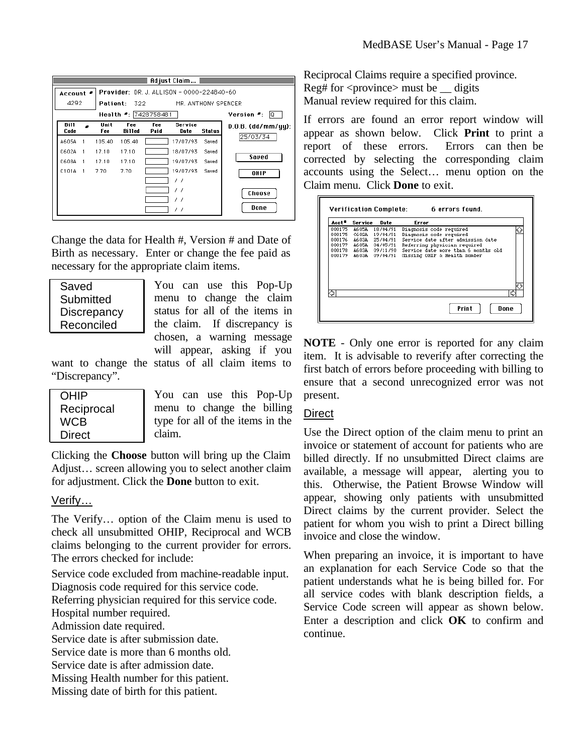Change the data for Health #, Version # and Date of Birth as necessary. Enter or change the fee paid as necessary for the appropriate claim items.

| Saved |
|---|
| Submitted |
| Discrepancy |
| Reconciled |

You can use this Pop-Up menu to change the claim status for all of the items in the claim. If discrepancy is chosen, a warning message will appear, asking if you want to change the status of all claim items to “Discrepancy”.

| OHIP |
|---|
| Reciprocal |
| WCB |
| Direct |

You can use this Pop-Up menu to change the billing type for all of the items in the claim.

Clicking the **Choose** button will bring up the Claim Adjust… screen allowing you to select another claim for adjustment. Click the **Done** button to exit.

## Verify…

The Verify… option of the Claim menu is used to check all unsubmitted OHIP, Reciprocal and WCB claims belonging to the current provider for errors. The errors checked for include:

Service code excluded from machine-readable input.
Diagnosis code required for this service code.
Referring physician required for this service code.
Hospital number required.
Admission date required.
Service date is after submission date.
Service date is more than 6 months old.
Service date is after admission date.
Missing Health number for this patient.
Missing date of birth for this patient.
Reciprocal Claims require a specified province.
Reg# for <province> must be __ digits
Manual review required for this claim.

If errors are found an error report window will appear as shown below. Click **Print** to print a report of these errors. Errors can then be corrected by selecting the corresponding claim accounts using the Select… menu option on the Claim menu. Click **Done** to exit.

**NOTE** - Only one error is reported for any claim item. It is advisable to reverify after correcting the first batch of errors before proceeding with billing to ensure that a second unrecognized error was not present.

## Direct

Use the Direct option of the claim menu to print an invoice or statement of account for patients who are billed directly. If no unsubmitted Direct claims are available, a message will appear, alerting you to this. Otherwise, the Patient Browse Window will appear, showing only patients with unsubmitted Direct claims by the current provider. Select the patient for whom you wish to print a Direct billing invoice and close the window.

When preparing an invoice, it is important to have an explanation for each Service Code so that the patient understands what he is being billed for. For all service codes with blank description fields, a Service Code screen will appear as shown below. Enter a description and click **OK** to confirm and continue.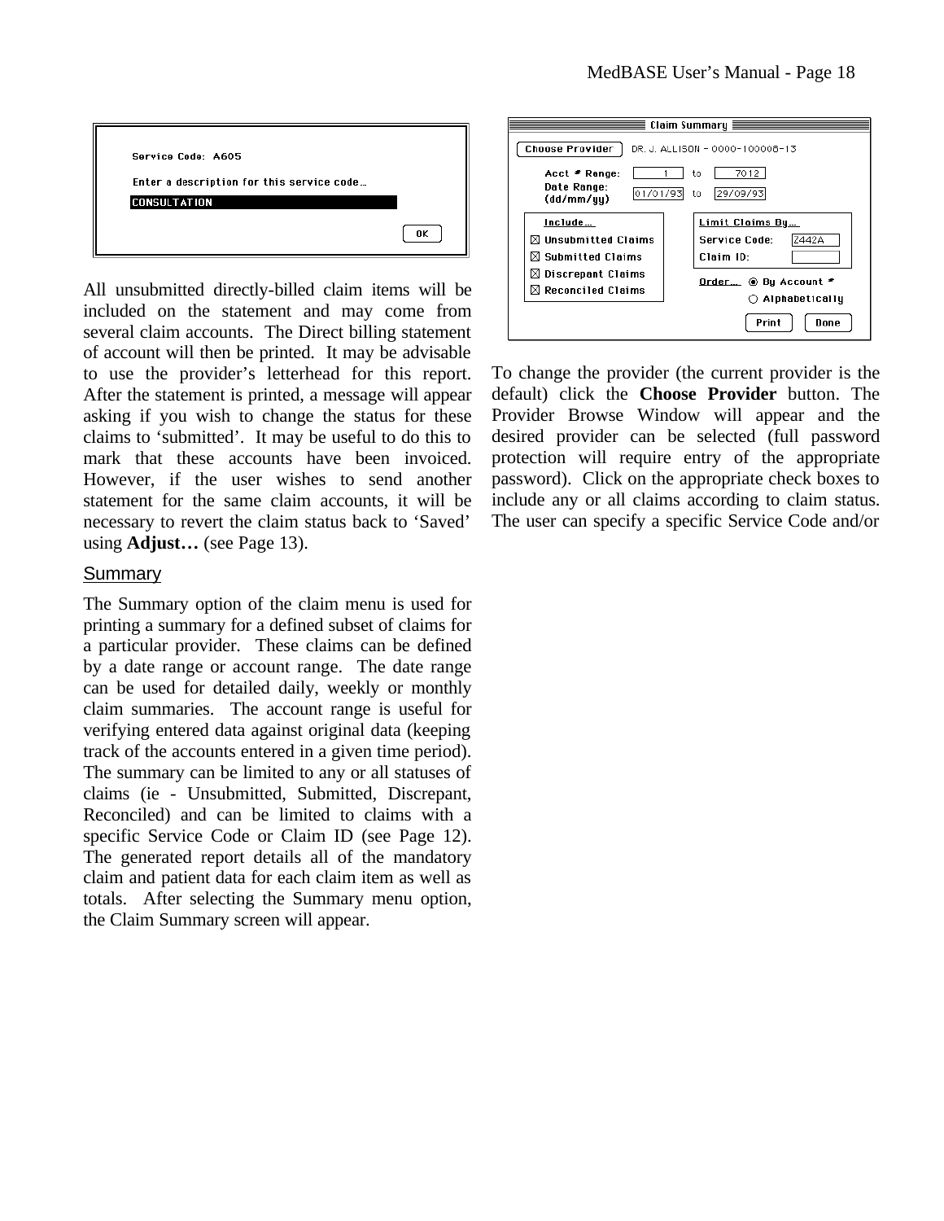All unsubmitted directly-billed claim items will be included on the statement and may come from several claim accounts. The Direct billing statement of account will then be printed. It may be advisable to use the provider's letterhead for this report. After the statement is printed, a message will appear asking if you wish to change the status for these claims to 'submitted'. It may be useful to do this to mark that these accounts have been invoiced. However, if the user wishes to send another statement for the same claim accounts, it will be necessary to revert the claim status back to 'Saved' using **Adjust…** (see Page 13).

## Summary

The Summary option of the claim menu is used for printing a summary for a defined subset of claims for a particular provider. These claims can be defined by a date range or account range. The date range can be used for detailed daily, weekly or monthly claim summaries. The account range is useful for verifying entered data against original data (keeping track of the accounts entered in a given time period). The summary can be limited to any or all statuses of claims (ie - Unsubmitted, Submitted, Discrepant, Reconciled) and can be limited to claims with a specific Service Code or Claim ID (see Page 12). The generated report details all of the mandatory claim and patient data for each claim item as well as totals. After selecting the Summary menu option, the Claim Summary screen will appear.

To change the provider (the current provider is the default) click the **Choose Provider** button. The Provider Browse Window will appear and the desired provider can be selected (full password protection will require entry of the appropriate password). Click on the appropriate check boxes to include any or all claims according to claim status. The user can specify a specific Service Code and/or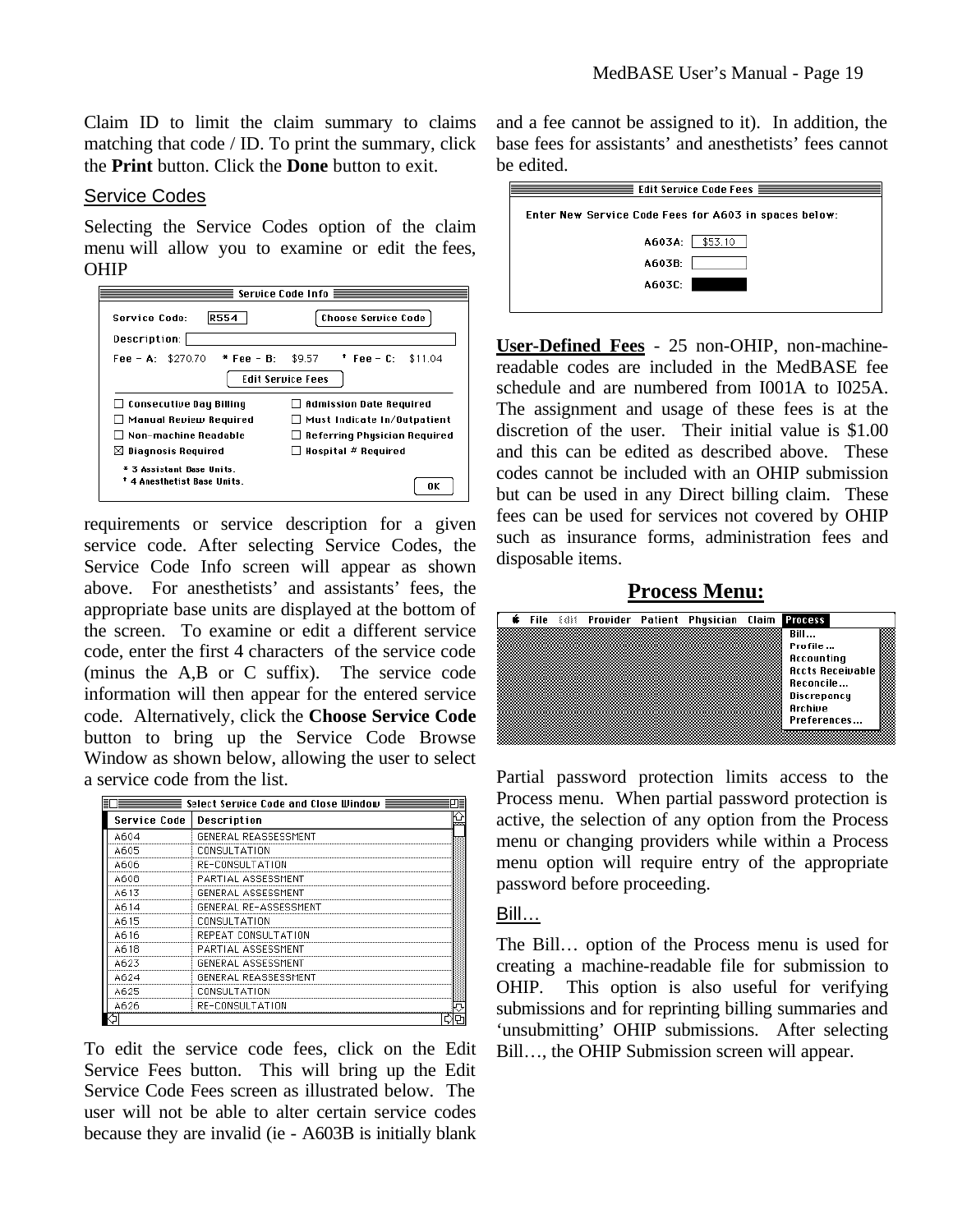Claim ID to limit the claim summary to claims matching that code / ID. To print the summary, click the **Print** button. Click the **Done** button to exit.

## Service Codes

Selecting the Service Codes option of the claim menu will allow you to examine or edit the fees, OHIP requirements or service description for a given service code. After selecting Service Codes, the Service Code Info screen will appear as shown above. For anesthetists' and assistants' fees, the appropriate base units are displayed at the bottom of the screen. To examine or edit a different service code, enter the first 4 characters of the service code (minus the A,B or C suffix). The service code information will then appear for the entered service code. Alternatively, click the **Choose Service Code** button to bring up the Service Code Browse Window as shown below, allowing the user to select a service code from the list.

To edit the service code fees, click on the Edit Service Fees button. This will bring up the Edit Service Code Fees screen as illustrated below. The user will not be able to alter certain service codes because they are invalid (ie - A603B is initially blank and a fee cannot be assigned to it). In addition, the base fees for assistants' and anesthetists' fees cannot be edited.

**User-Defined Fees** - 25 non-OHIP, non-machine-readable codes are included in the MedBASE fee schedule and are numbered from I001A to I025A. The assignment and usage of these fees is at the discretion of the user. Their initial value is $1.00 and this can be edited as described above. These codes cannot be included with an OHIP submission but can be used in any Direct billing claim. These fees can be used for services not covered by OHIP such as insurance forms, administration fees and disposable items.

# Process Menu:

Partial password protection limits access to the Process menu. When partial password protection is active, the selection of any option from the Process menu or changing providers while within a Process menu option will require entry of the appropriate password before proceeding.

## Bill…

The Bill… option of the Process menu is used for creating a machine-readable file for submission to OHIP. This option is also useful for verifying submissions and for reprinting billing summaries and 'unsubmitting' OHIP submissions. After selecting Bill…, the OHIP Submission screen will appear.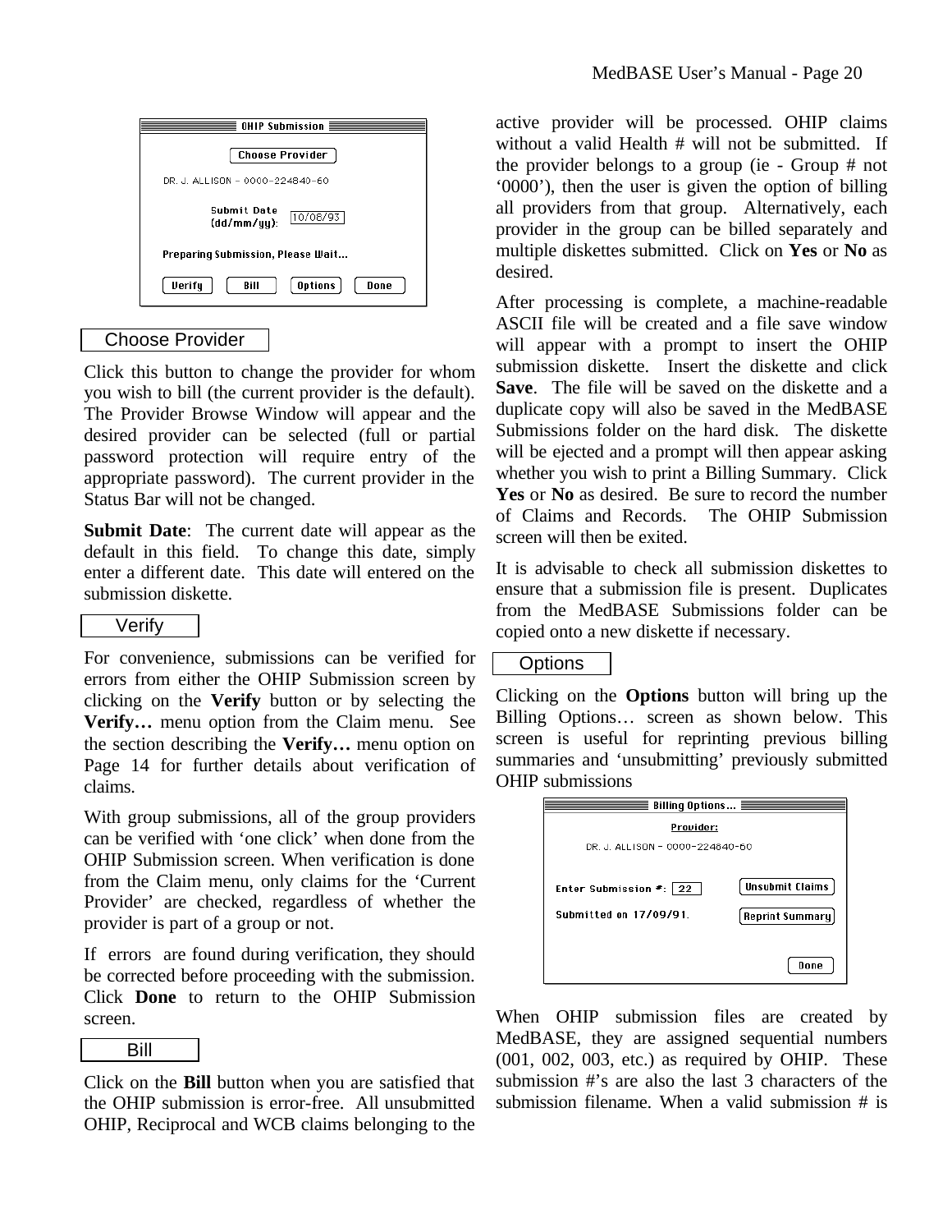OHIP Submission

Choose Provider

DR. J. ALLISON - 0000-224840-60

Submit Date (dd/mm/yy): 10/06/93

Preparing Submission, Please Wait...

Verify | Bill | Options | Done

### Choose Provider

Click this button to change the provider for whom you wish to bill (the current provider is the default). The Provider Browse Window will appear and the desired provider can be selected (full or partial password protection will require entry of the appropriate password). The current provider in the Status Bar will not be changed.

**Submit Date**: The current date will appear as the default in this field. To change this date, simply enter a different date. This date will entered on the submission diskette.

### Verify

For convenience, submissions can be verified for errors from either the OHIP Submission screen by clicking on the **Verify** button or by selecting the **Verify…** menu option from the Claim menu. See the section describing the **Verify…** menu option on Page 14 for further details about verification of claims.

With group submissions, all of the group providers can be verified with 'one click' when done from the OHIP Submission screen. When verification is done from the Claim menu, only claims for the 'Current Provider' are checked, regardless of whether the provider is part of a group or not.

If errors are found during verification, they should be corrected before proceeding with the submission. Click **Done** to return to the OHIP Submission screen.

### Bill

Click on the **Bill** button when you are satisfied that the OHIP submission is error-free. All unsubmitted OHIP, Reciprocal and WCB claims belonging to the active provider will be processed. OHIP claims without a valid Health # will not be submitted. If the provider belongs to a group (ie - Group # not '0000'), then the user is given the option of billing all providers from that group. Alternatively, each provider in the group can be billed separately and multiple diskettes submitted. Click on **Yes** or **No** as desired.

After processing is complete, a machine-readable ASCII file will be created and a file save window will appear with a prompt to insert the OHIP submission diskette. Insert the diskette and click **Save**. The file will be saved on the diskette and a duplicate copy will also be saved in the MedBASE Submissions folder on the hard disk. The diskette will be ejected and a prompt will then appear asking whether you wish to print a Billing Summary. Click **Yes** or **No** as desired. Be sure to record the number of Claims and Records. The OHIP Submission screen will then be exited.

It is advisable to check all submission diskettes to ensure that a submission file is present. Duplicates from the MedBASE Submissions folder can be copied onto a new diskette if necessary.

### Options

Clicking on the **Options** button will bring up the Billing Options… screen as shown below. This screen is useful for reprinting previous billing summaries and 'unsubmitting' previously submitted OHIP submissions

Billing Options…

Provider:

DR. J. ALLISON - 0000-224840-60

Enter Submission #: 22 | Unsubmit Claims

Submitted on 17/09/91. | Reprint Summary

Done

When OHIP submission files are created by MedBASE, they are assigned sequential numbers (001, 002, 003, etc.) as required by OHIP. These submission #'s are also the last 3 characters of the submission filename. When a valid submission # is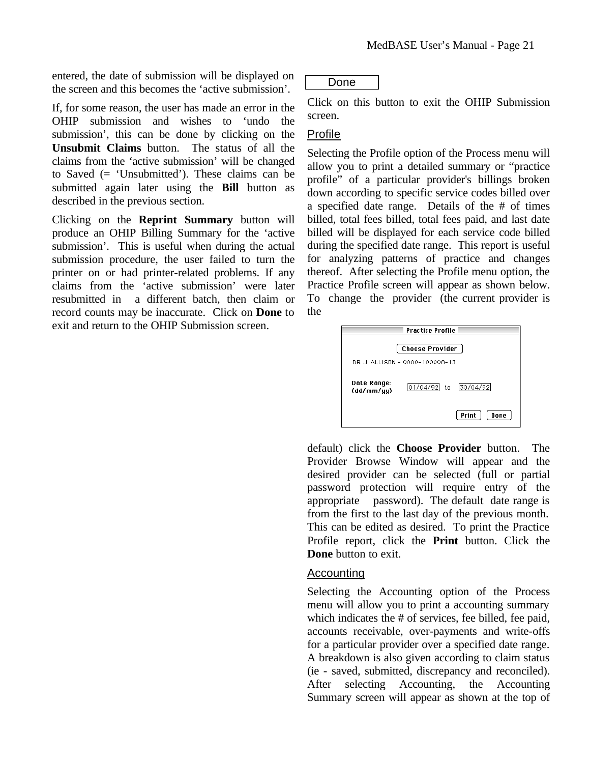entered, the date of submission will be displayed on the screen and this becomes the 'active submission'.

If, for some reason, the user has made an error in the OHIP submission and wishes to 'undo the submission', this can be done by clicking on the **Unsubmit Claims** button. The status of all the claims from the 'active submission' will be changed to Saved (= 'Unsubmitted'). These claims can be submitted again later using the **Bill** button as described in the previous section.

Clicking on the **Reprint Summary** button will produce an OHIP Billing Summary for the 'active submission'. This is useful when during the actual submission procedure, the user failed to turn the printer on or had printer-related problems. If any claims from the 'active submission' were later resubmitted in a different batch, then claim or record counts may be inaccurate. Click on **Done** to exit and return to the OHIP Submission screen.

Done

Click on this button to exit the OHIP Submission screen.

## Profile

Selecting the Profile option of the Process menu will allow you to print a detailed summary or "practice profile" of a particular provider's billings broken down according to specific service codes billed over a specified date range. Details of the # of times billed, total fees billed, total fees paid, and last date billed will be displayed for each service code billed during the specified date range. This report is useful for analyzing patterns of practice and changes thereof. After selecting the Profile menu option, the Practice Profile screen will appear as shown below. To change the provider (the current provider is the default) click the **Choose Provider** button. The Provider Browse Window will appear and the desired provider can be selected (full or partial password protection will require entry of the appropriate password). The default date range is from the first to the last day of the previous month. This can be edited as desired. To print the Practice Profile report, click the **Print** button. Click the **Done** button to exit.

## Accounting

Selecting the Accounting option of the Process menu will allow you to print a accounting summary which indicates the # of services, fee billed, fee paid, accounts receivable, over-payments and write-offs for a particular provider over a specified date range. A breakdown is also given according to claim status (ie - saved, submitted, discrepancy and reconciled). After selecting Accounting, the Accounting Summary screen will appear as shown at the top of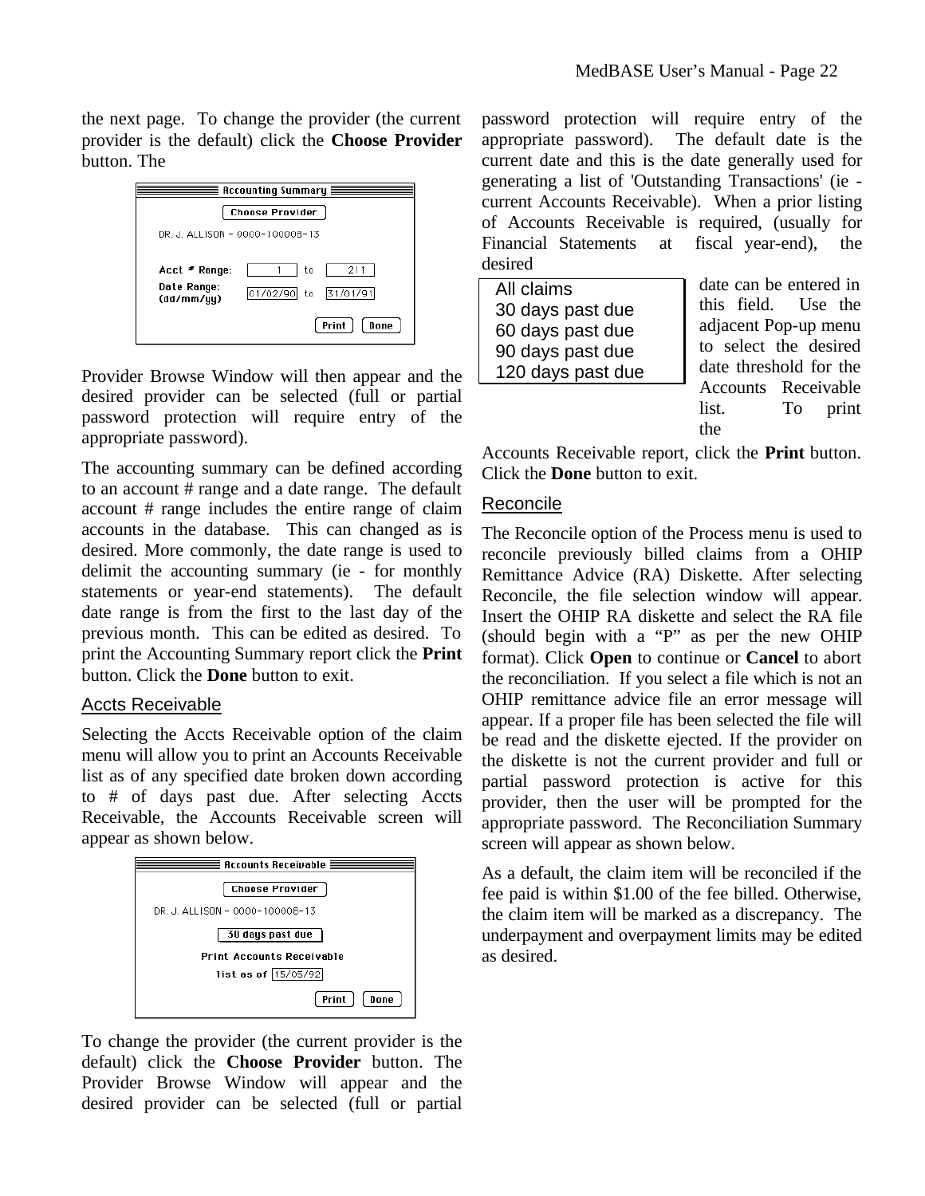the next page. To change the provider (the current provider is the default) click the **Choose Provider** button. The

Provider Browse Window will then appear and the desired provider can be selected (full or partial password protection will require entry of the appropriate password).

The accounting summary can be defined according to an account # range and a date range. The default account # range includes the entire range of claim accounts in the database. This can changed as is desired. More commonly, the date range is used to delimit the accounting summary (ie - for monthly statements or year-end statements). The default date range is from the first to the last day of the previous month. This can be edited as desired. To print the Accounting Summary report click the **Print** button. Click the **Done** button to exit.

## Accts Receivable

Selecting the Accts Receivable option of the claim menu will allow you to print an Accounts Receivable list as of any specified date broken down according to # of days past due. After selecting Accts Receivable, the Accounts Receivable screen will appear as shown below.

To change the provider (the current provider is the default) click the **Choose Provider** button. The Provider Browse Window will appear and the desired provider can be selected (full or partial password protection will require entry of the appropriate password). The default date is the current date and this is the date generally used for generating a list of 'Outstanding Transactions' (ie - current Accounts Receivable). When a prior listing of Accounts Receivable is required, (usually for Financial Statements at fiscal year-end), the desired date can be entered in this field. Use the adjacent Pop-up menu to select the desired date threshold for the Accounts Receivable list. To print the Accounts Receivable report, click the **Print** button. Click the **Done** button to exit.

All claims
30 days past due
60 days past due
90 days past due
120 days past due

## Reconcile

The Reconcile option of the Process menu is used to reconcile previously billed claims from a OHIP Remittance Advice (RA) Diskette. After selecting Reconcile, the file selection window will appear. Insert the OHIP RA diskette and select the RA file (should begin with a "P" as per the new OHIP format). Click **Open** to continue or **Cancel** to abort the reconciliation. If you select a file which is not an OHIP remittance advice file an error message will appear. If a proper file has been selected the file will be read and the diskette ejected. If the provider on the diskette is not the current provider and full or partial password protection is active for this provider, then the user will be prompted for the appropriate password. The Reconciliation Summary screen will appear as shown below.

As a default, the claim item will be reconciled if the fee paid is within $1.00 of the fee billed. Otherwise, the claim item will be marked as a discrepancy. The underpayment and overpayment limits may be edited as desired.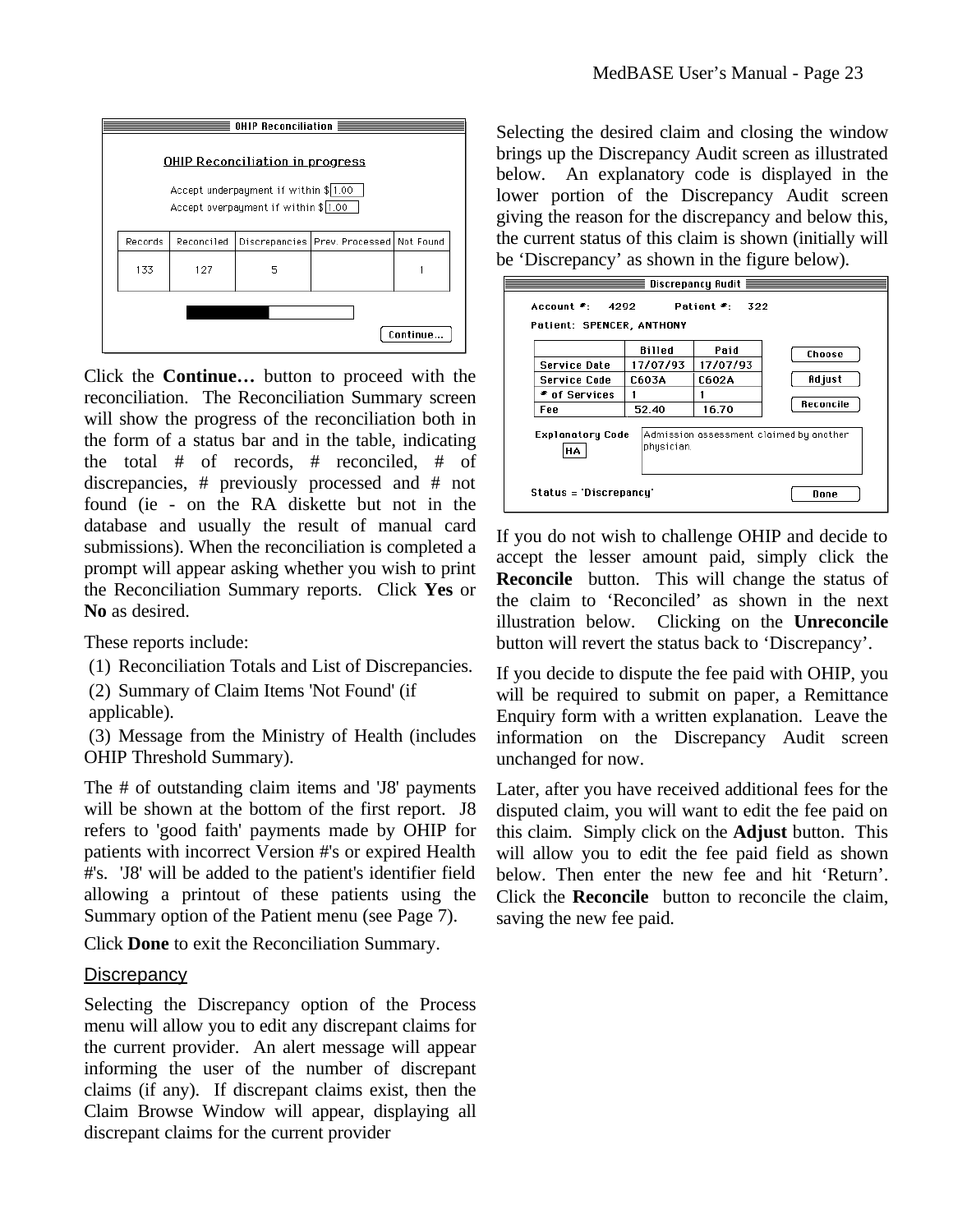| OHIP Reconciliation | | | | |
|---|---|---|---|---|
| OHIP Reconciliation in progress | | | | |
| Accept underpayment if within $1.00 | | | | |
| Accept overpayment if within $1.00 | | | | |
| Records | Reconciled | Discrepancies | Prev. Processed | Not Found |
| 133 | 127 | 5 | | 1 |

Continue...

Click the **Continue…** button to proceed with the reconciliation. The Reconciliation Summary screen will show the progress of the reconciliation both in the form of a status bar and in the table, indicating the total # of records, # reconciled, # of discrepancies, # previously processed and # not found (ie - on the RA diskette but not in the database and usually the result of manual card submissions). When the reconciliation is completed a prompt will appear asking whether you wish to print the Reconciliation Summary reports. Click **Yes** or **No** as desired.

These reports include:

(1) Reconciliation Totals and List of Discrepancies.

(2) Summary of Claim Items 'Not Found' (if applicable).

(3) Message from the Ministry of Health (includes OHIP Threshold Summary).

The # of outstanding claim items and 'J8' payments will be shown at the bottom of the first report. J8 refers to 'good faith' payments made by OHIP for patients with incorrect Version #'s or expired Health #'s. 'J8' will be added to the patient's identifier field allowing a printout of these patients using the Summary option of the Patient menu (see Page 7).

Click **Done** to exit the Reconciliation Summary.

## Discrepancy

Selecting the Discrepancy option of the Process menu will allow you to edit any discrepant claims for the current provider. An alert message will appear informing the user of the number of discrepant claims (if any). If discrepant claims exist, then the Claim Browse Window will appear, displaying all discrepant claims for the current provider

Selecting the desired claim and closing the window brings up the Discrepancy Audit screen as illustrated below. An explanatory code is displayed in the lower portion of the Discrepancy Audit screen giving the reason for the discrepancy and below this, the current status of this claim is shown (initially will be 'Discrepancy' as shown in the figure below).

Discrepancy Audit

Account #: 4292 Patient #: 322

Patient: SPENCER, ANTHONY

| | Billed | Paid |
|---|---|---|
| Service Date | 17/07/93 | 17/07/93 |
| Service Code | C603A | C602A |
| # of Services | 1 | 1 |
| Fee | 52.40 | 16.70 |

Choose | Adjust | Reconcile

Explanatory Code: HA — Admission assessment claimed by another physician.

Status = 'Discrepancy' Done

If you do not wish to challenge OHIP and decide to accept the lesser amount paid, simply click the **Reconcile** button. This will change the status of the claim to 'Reconciled' as shown in the next illustration below. Clicking on the **Unreconcile** button will revert the status back to 'Discrepancy'.

If you decide to dispute the fee paid with OHIP, you will be required to submit on paper, a Remittance Enquiry form with a written explanation. Leave the information on the Discrepancy Audit screen unchanged for now.

Later, after you have received additional fees for the disputed claim, you will want to edit the fee paid on this claim. Simply click on the **Adjust** button. This will allow you to edit the fee paid field as shown below. Then enter the new fee and hit 'Return'. Click the **Reconcile** button to reconcile the claim, saving the new fee paid.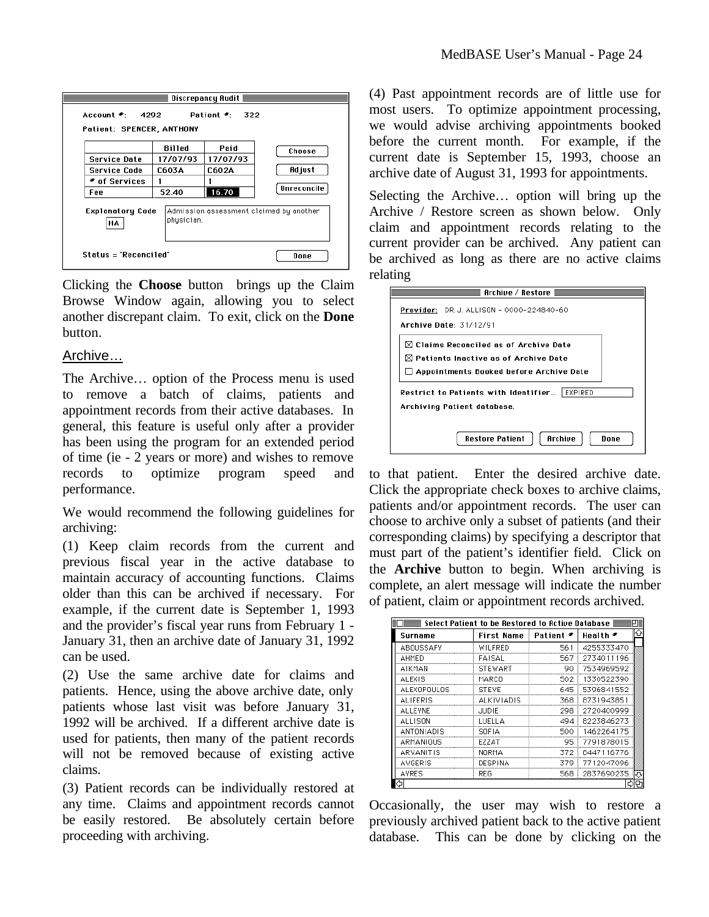**Discrepancy Audit**

Account #: 4292 Patient #: 322

Patient: SPENCER, ANTHONY

| | Billed | Paid |
|---|---|---|
| Service Date | 17/07/93 | 17/07/93 |
| Service Code | C603A | C602A |
| # of Services | 1 | 1 |
| Fee | 52.40 | 16.70 |

Choose | Adjust | Unreconcile

Explanatory Code: HA — Admission assessment claimed by another physician.

Status = 'Reconciled' Done

Clicking the **Choose** button brings up the Claim Browse Window again, allowing you to select another discrepant claim. To exit, click on the **Done** button.

## Archive…

The Archive… option of the Process menu is used to remove a batch of claims, patients and appointment records from their active databases. In general, this feature is useful only after a provider has been using the program for an extended period of time (ie - 2 years or more) and wishes to remove records to optimize program speed and performance.

We would recommend the following guidelines for archiving:

(1) Keep claim records from the current and previous fiscal year in the active database to maintain accuracy of accounting functions. Claims older than this can be archived if necessary. For example, if the current date is September 1, 1993 and the provider's fiscal year runs from February 1 - January 31, then an archive date of January 31, 1992 can be used.

(2) Use the same archive date for claims and patients. Hence, using the above archive date, only patients whose last visit was before January 31, 1992 will be archived. If a different archive date is used for patients, then many of the patient records will not be removed because of existing active claims.

(3) Patient records can be individually restored at any time. Claims and appointment records cannot be easily restored. Be absolutely certain before proceeding with archiving.

(4) Past appointment records are of little use for most users. To optimize appointment processing, we would advise archiving appointments booked before the current month. For example, if the current date is September 15, 1993, choose an archive date of August 31, 1993 for appointments.

Selecting the Archive… option will bring up the Archive / Restore screen as shown below. Only claim and appointment records relating to the current provider can be archived. Any patient can be archived as long as there are no active claims relating to that patient.

**Archive / Restore**

Provider: DR. J. ALLISON - 0000-224840-60

Archive Date: 31/12/91

- ☒ Claims Reconciled as of Archive Date
- ☒ Patients Inactive as of Archive Date
- ☐ Appointments Booked before Archive Date

Restrict to Patients with Identifier… EXPIRED

Archiving Patient database.

Restore Patient | Archive | Done

Enter the desired archive date. Click the appropriate check boxes to archive claims, patients and/or appointment records. The user can choose to archive only a subset of patients (and their corresponding claims) by specifying a descriptor that must part of the patient's identifier field. Click on the **Archive** button to begin. When archiving is complete, an alert message will indicate the number of patient, claim or appointment records archived.

**Select Patient to be Restored to Active Database**

| Surname | First Name | Patient # | Health # |
|---|---|---|---|
| ABOUSSAFY | WILFRED | 561 | 4255333470 |
| AHMED | FAISAL | 567 | 2734011196 |
| AIKMAN | STEWART | 90 | 7534969592 |
| ALEXIS | MARCO | 502 | 1330522390 |
| ALEXOPOULOS | STEVE | 645 | 5306841552 |
| ALIFERIS | ALKIVIADIS | 368 | 8731943851 |
| ALLEYNE | JUDIE | 298 | 2720400999 |
| ALLISON | LUELLA | 494 | 8223846273 |
| ANTONIADIS | SOFIA | 500 | 1462264175 |
| ARMANIOUS | EZZAT | 95 | 7791878015 |
| ARVANITIS | NORMA | 372 | 6447116776 |
| AVGERIS | DESPINA | 379 | 7712047096 |
| AYRES | REG | 568 | 2837690235 |

Occasionally, the user may wish to restore a previously archived patient back to the active patient database. This can be done by clicking on the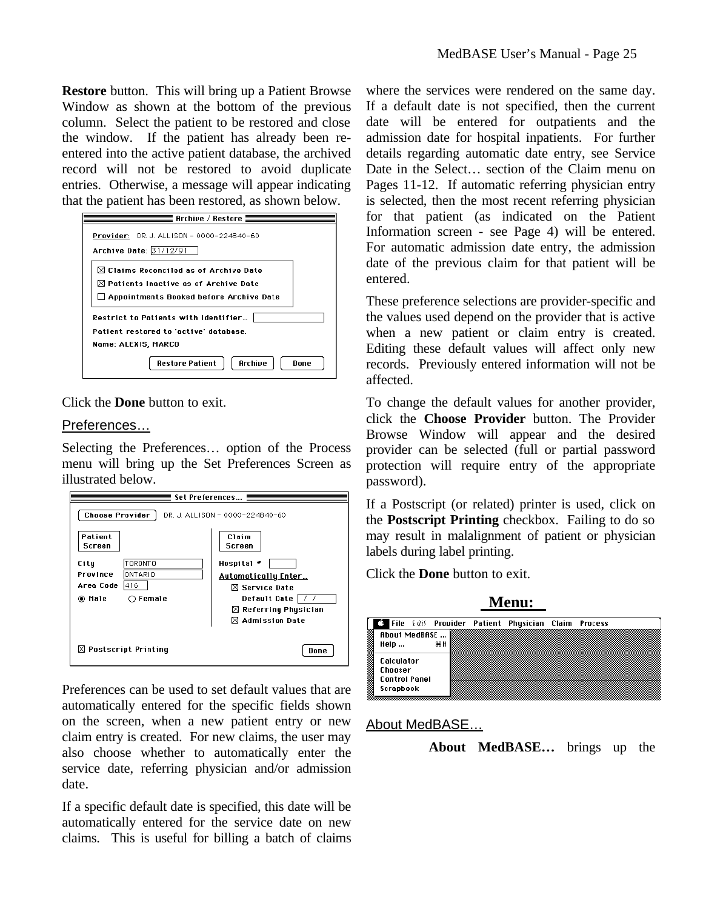**Restore** button. This will bring up a Patient Browse Window as shown at the bottom of the previous column. Select the patient to be restored and close the window. If the patient has already been re-entered into the active patient database, the archived record will not be restored to avoid duplicate entries. Otherwise, a message will appear indicating that the patient has been restored, as shown below.

Click the **Done** button to exit.

## Preferences…

Selecting the Preferences… option of the Process menu will bring up the Set Preferences Screen as illustrated below.

Preferences can be used to set default values that are automatically entered for the specific fields shown on the screen, when a new patient entry or new claim entry is created. For new claims, the user may also choose whether to automatically enter the service date, referring physician and/or admission date.

If a specific default date is specified, this date will be automatically entered for the service date on new claims. This is useful for billing a batch of claims where the services were rendered on the same day. If a default date is not specified, then the current date will be entered for outpatients and the admission date for hospital inpatients. For further details regarding automatic date entry, see Service Date in the Select… section of the Claim menu on Pages 11-12. If automatic referring physician entry is selected, then the most recent referring physician for that patient (as indicated on the Patient Information screen - see Page 4) will be entered. For automatic admission date entry, the admission date of the previous claim for that patient will be entered.

These preference selections are provider-specific and the values used depend on the provider that is active when a new patient or claim entry is created. Editing these default values will affect only new records. Previously entered information will not be affected.

To change the default values for another provider, click the **Choose Provider** button. The Provider Browse Window will appear and the desired provider can be selected (full or partial password protection will require entry of the appropriate password).

If a Postscript (or related) printer is used, click on the **Postscript Printing** checkbox. Failing to do so may result in malalignment of patient or physician labels during label printing.

Click the **Done** button to exit.

# Menu:

## About MedBASE…

**About MedBASE…** brings up the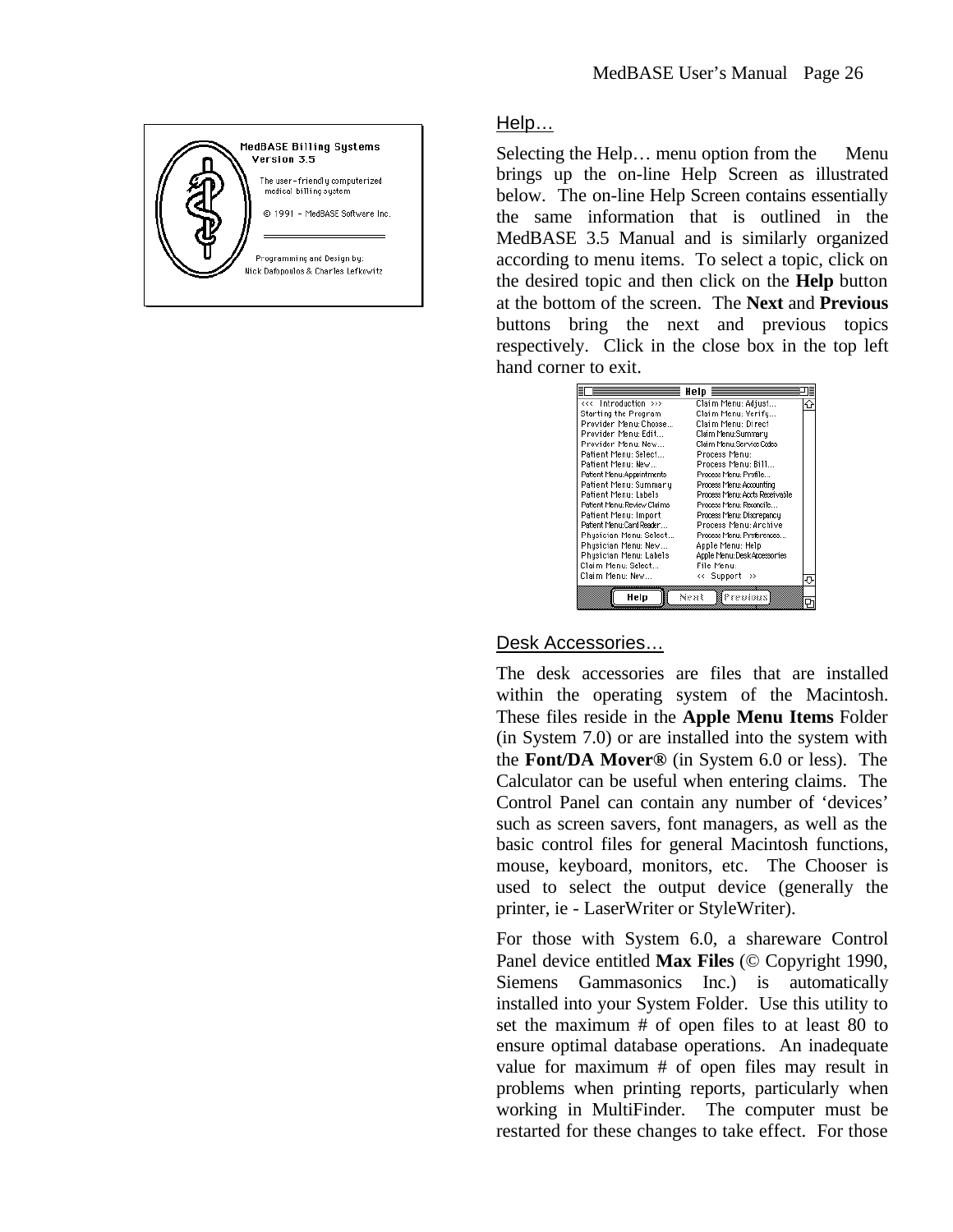## Help…

Selecting the Help… menu option from the  Menu brings up the on-line Help Screen as illustrated below. The on-line Help Screen contains essentially the same information that is outlined in the MedBASE 3.5 Manual and is similarly organized according to menu items. To select a topic, click on the desired topic and then click on the **Help** button at the bottom of the screen. The **Next** and **Previous** buttons bring the next and previous topics respectively. Click in the close box in the top left hand corner to exit.

## Desk Accessories…

The desk accessories are files that are installed within the operating system of the Macintosh. These files reside in the **Apple Menu Items** Folder (in System 7.0) or are installed into the system with the **Font/DA Mover®** (in System 6.0 or less). The Calculator can be useful when entering claims. The Control Panel can contain any number of 'devices' such as screen savers, font managers, as well as the basic control files for general Macintosh functions, mouse, keyboard, monitors, etc. The Chooser is used to select the output device (generally the printer, ie - LaserWriter or StyleWriter).

For those with System 6.0, a shareware Control Panel device entitled **Max Files** (© Copyright 1990, Siemens Gammasonics Inc.) is automatically installed into your System Folder. Use this utility to set the maximum # of open files to at least 80 to ensure optimal database operations. An inadequate value for maximum # of open files may result in problems when printing reports, particularly when working in MultiFinder. The computer must be restarted for these changes to take effect. For those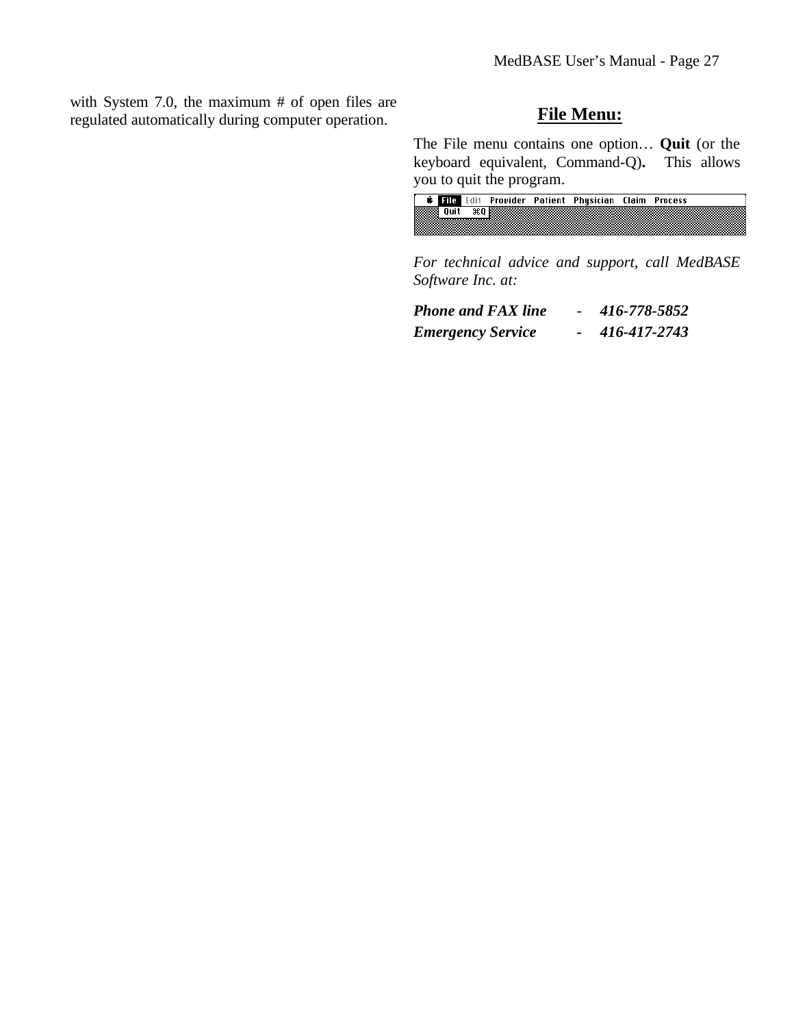with System 7.0, the maximum # of open files are regulated automatically during computer operation.

## File Menu:

The File menu contains one option… **Quit** (or the keyboard equivalent, Command-Q)**.** This allows you to quit the program.

*For technical advice and support, call MedBASE Software Inc. at:*

***Phone and FAX line*** - ***416-778-5852***
***Emergency Service*** - ***416-417-2743***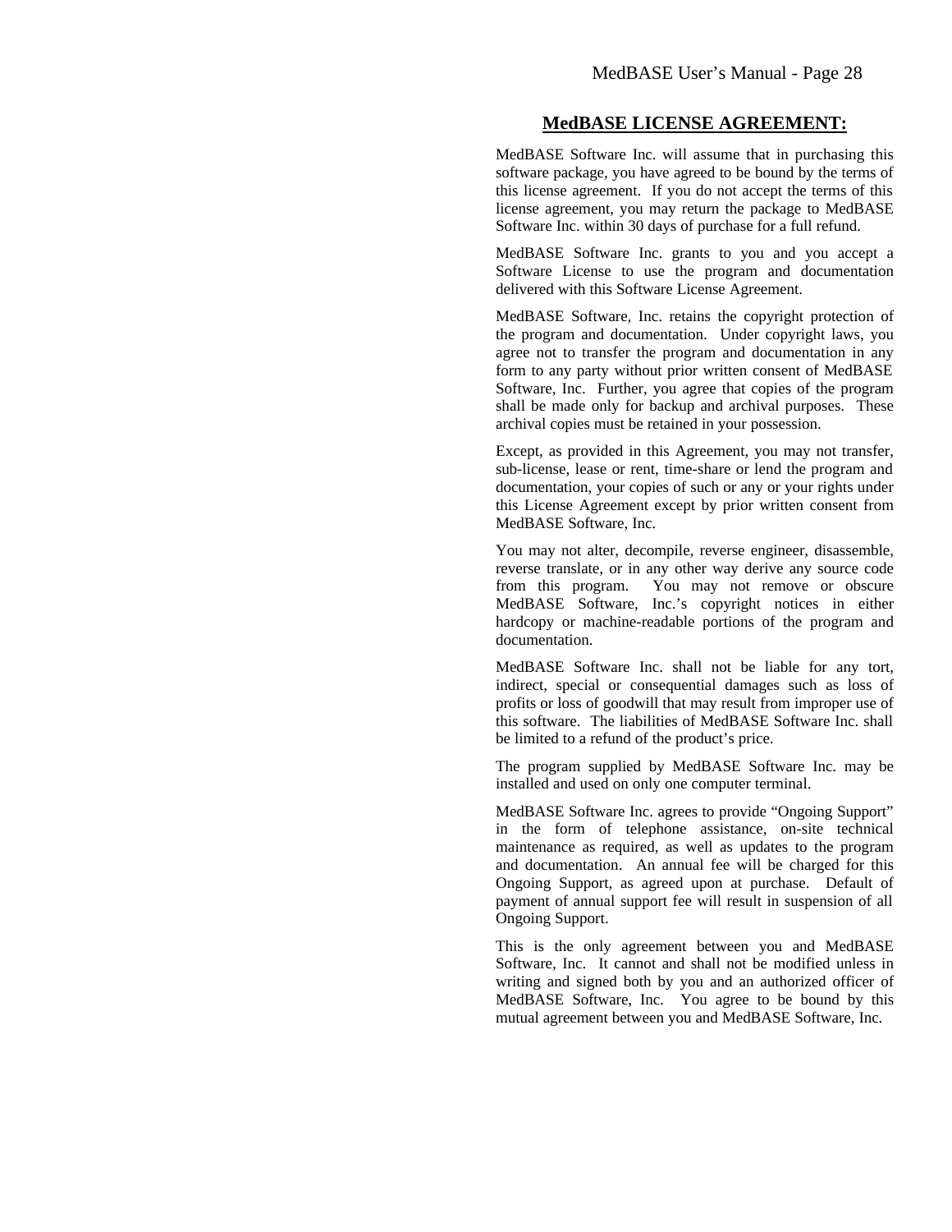## MedBASE LICENSE AGREEMENT:

MedBASE Software Inc. will assume that in purchasing this software package, you have agreed to be bound by the terms of this license agreement. If you do not accept the terms of this license agreement, you may return the package to MedBASE Software Inc. within 30 days of purchase for a full refund.

MedBASE Software Inc. grants to you and you accept a Software License to use the program and documentation delivered with this Software License Agreement.

MedBASE Software, Inc. retains the copyright protection of the program and documentation. Under copyright laws, you agree not to transfer the program and documentation in any form to any party without prior written consent of MedBASE Software, Inc. Further, you agree that copies of the program shall be made only for backup and archival purposes. These archival copies must be retained in your possession.

Except, as provided in this Agreement, you may not transfer, sub-license, lease or rent, time-share or lend the program and documentation, your copies of such or any or your rights under this License Agreement except by prior written consent from MedBASE Software, Inc.

You may not alter, decompile, reverse engineer, disassemble, reverse translate, or in any other way derive any source code from this program. You may not remove or obscure MedBASE Software, Inc.'s copyright notices in either hardcopy or machine-readable portions of the program and documentation.

MedBASE Software Inc. shall not be liable for any tort, indirect, special or consequential damages such as loss of profits or loss of goodwill that may result from improper use of this software. The liabilities of MedBASE Software Inc. shall be limited to a refund of the product's price.

The program supplied by MedBASE Software Inc. may be installed and used on only one computer terminal.

MedBASE Software Inc. agrees to provide "Ongoing Support" in the form of telephone assistance, on-site technical maintenance as required, as well as updates to the program and documentation. An annual fee will be charged for this Ongoing Support, as agreed upon at purchase. Default of payment of annual support fee will result in suspension of all Ongoing Support.

This is the only agreement between you and MedBASE Software, Inc. It cannot and shall not be modified unless in writing and signed both by you and an authorized officer of MedBASE Software, Inc. You agree to be bound by this mutual agreement between you and MedBASE Software, Inc.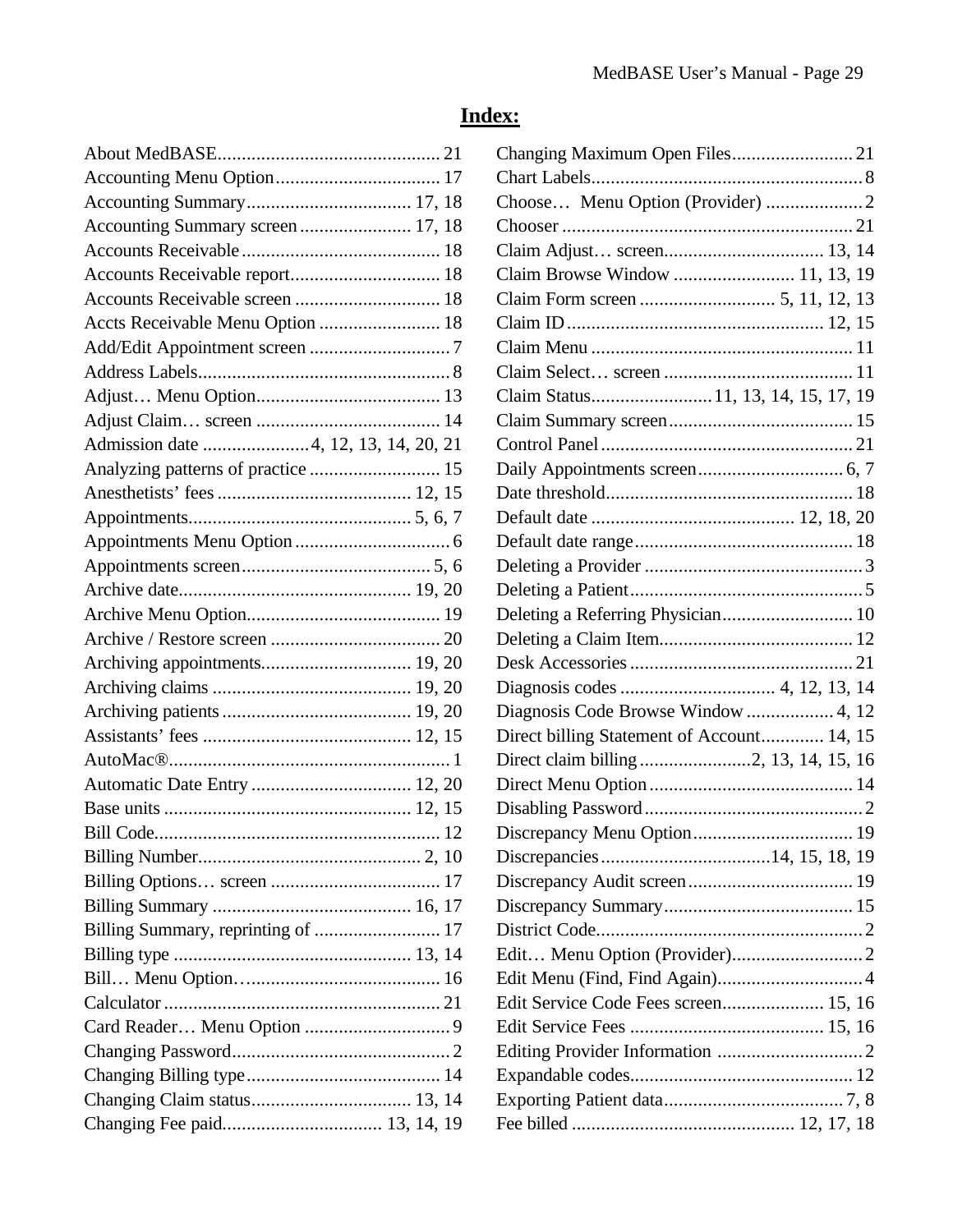# Index:

About MedBASE ... 21
Accounting Menu Option ... 17
Accounting Summary ... 17, 18
Accounting Summary screen ... 17, 18
Accounts Receivable ... 18
Accounts Receivable report ... 18
Accounts Receivable screen ... 18
Accts Receivable Menu Option ... 18
Add/Edit Appointment screen ... 7
Address Labels ... 8
Adjust… Menu Option ... 13
Adjust Claim… screen ... 14
Admission date ... 4, 12, 13, 14, 20, 21
Analyzing patterns of practice ... 15
Anesthetists' fees ... 12, 15
Appointments ... 5, 6, 7
Appointments Menu Option ... 6
Appointments screen ... 5, 6
Archive date ... 19, 20
Archive Menu Option ... 19
Archive / Restore screen ... 20
Archiving appointments ... 19, 20
Archiving claims ... 19, 20
Archiving patients ... 19, 20
Assistants' fees ... 12, 15
AutoMac® ... 1
Automatic Date Entry ... 12, 20
Base units ... 12, 15
Bill Code ... 12
Billing Number ... 2, 10
Billing Options… screen ... 17
Billing Summary ... 16, 17
Billing Summary, reprinting of ... 17
Billing type ... 13, 14
Bill… Menu Option… ... 16
Calculator ... 21
Card Reader… Menu Option ... 9
Changing Password ... 2
Changing Billing type ... 14
Changing Claim status ... 13, 14
Changing Fee paid ... 13, 14, 19
Changing Maximum Open Files ... 21
Chart Labels ... 8
Choose… Menu Option (Provider) ... 2
Chooser ... 21
Claim Adjust… screen ... 13, 14
Claim Browse Window ... 11, 13, 19
Claim Form screen ... 5, 11, 12, 13
Claim ID ... 12, 15
Claim Menu ... 11
Claim Select… screen ... 11
Claim Status ... 11, 13, 14, 15, 17, 19
Claim Summary screen ... 15
Control Panel ... 21
Daily Appointments screen ... 6, 7
Date threshold ... 18
Default date ... 12, 18, 20
Default date range ... 18
Deleting a Provider ... 3
Deleting a Patient ... 5
Deleting a Referring Physician ... 10
Deleting a Claim Item ... 12
Desk Accessories ... 21
Diagnosis codes ... 4, 12, 13, 14
Diagnosis Code Browse Window ... 4, 12
Direct billing Statement of Account ... 14, 15
Direct claim billing ... 2, 13, 14, 15, 16
Direct Menu Option ... 14
Disabling Password ... 2
Discrepancy Menu Option ... 19
Discrepancies ... 14, 15, 18, 19
Discrepancy Audit screen ... 19
Discrepancy Summary ... 15
District Code ... 2
Edit… Menu Option (Provider) ... 2
Edit Menu (Find, Find Again) ... 4
Edit Service Code Fees screen ... 15, 16
Edit Service Fees ... 15, 16
Editing Provider Information ... 2
Expandable codes ... 12
Exporting Patient data ... 7, 8
Fee billed ... 12, 17, 18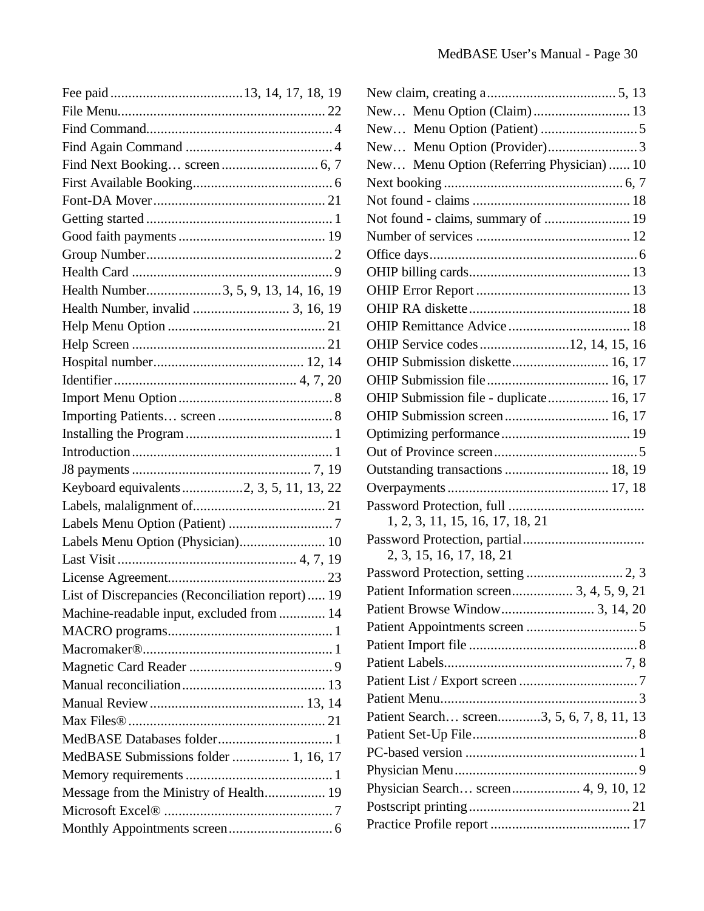Fee paid .................................... 13, 14, 17, 18, 19
File Menu ........................................................ 22
Find Command ................................................... 4
Find Again Command ........................................ 4
Find Next Booking… screen .......................... 6, 7
First Available Booking ...................................... 6
Font-DA Mover ............................................... 21
Getting started ................................................... 1
Good faith payments ........................................ 19
Group Number ................................................... 2
Health Card ....................................................... 9
Health Number .................... 3, 5, 9, 13, 14, 16, 19
Health Number, invalid .......................... 3, 16, 19
Help Menu Option ........................................... 21
Help Screen ..................................................... 21
Hospital number ......................................... 12, 14
Identifier ................................................. 4, 7, 20
Import Menu Option .......................................... 8
Importing Patients… screen ............................... 8
Installing the Program ........................................ 1
Introduction ...................................................... 1
J8 payments ................................................. 7, 19
Keyboard equivalents ................ 2, 3, 5, 11, 13, 22
Labels, malalignment of .................................... 21
Labels Menu Option (Patient) ............................ 7
Labels Menu Option (Physician) ....................... 10
Last Visit ................................................ 4, 7, 19
License Agreement ........................................... 23
List of Discrepancies (Reconciliation report) ..... 19
Machine-readable input, excluded from ............ 14
MACRO programs ............................................. 1
Macromaker® .................................................... 1
Magnetic Card Reader ....................................... 9
Manual reconciliation ....................................... 13
Manual Review .......................................... 13, 14
Max Files® ...................................................... 21
MedBASE Databases folder ............................... 1
MedBASE Submissions folder ............... 1, 16, 17
Memory requirements ........................................ 1
Message from the Ministry of Health ................ 19
Microsoft Excel® .............................................. 7
Monthly Appointments screen ............................ 6
New claim, creating a .................................... 5, 13
New… Menu Option (Claim) ........................... 13
New… Menu Option (Patient) ........................... 5
New… Menu Option (Provider) ......................... 3
New… Menu Option (Referring Physician) ...... 10
Next booking ................................................. 6, 7
Not found - claims ........................................... 18
Not found - claims, summary of ....................... 19
Number of services .......................................... 12
Office days ........................................................ 6
OHIP billing cards ............................................ 13
OHIP Error Report ........................................... 13
OHIP RA diskette ............................................ 18
OHIP Remittance Advice ................................. 18
OHIP Service codes ......................... 12, 14, 15, 16
OHIP Submission diskette ........................... 16, 17
OHIP Submission file ................................. 16, 17
OHIP Submission file - duplicate ................ 16, 17
OHIP Submission screen ............................ 16, 17
Optimizing performance ................................... 19
Out of Province screen ....................................... 5
Outstanding transactions ............................ 18, 19
Overpayments ............................................ 17, 18
Password Protection, full ......................................
1, 2, 3, 11, 15, 16, 17, 18, 21
Password Protection, partial .................................
2, 3, 15, 16, 17, 18, 21
Password Protection, setting .......................... 2, 3
Patient Information screen ................ 3, 4, 5, 9, 21
Patient Browse Window ......................... 3, 14, 20
Patient Appointments screen .............................. 5
Patient Import file .............................................. 8
Patient Labels ................................................. 7, 8
Patient List / Export screen ................................ 7
Patient Menu ..................................................... 3
Patient Search… screen ............ 3, 5, 6, 7, 8, 11, 13
Patient Set-Up File ............................................ 8
PC-based version ............................................... 1
Physician Menu ................................................. 9
Physician Search… screen .................. 4, 9, 10, 12
Postscript printing ........................................... 21
Practice Profile report ...................................... 17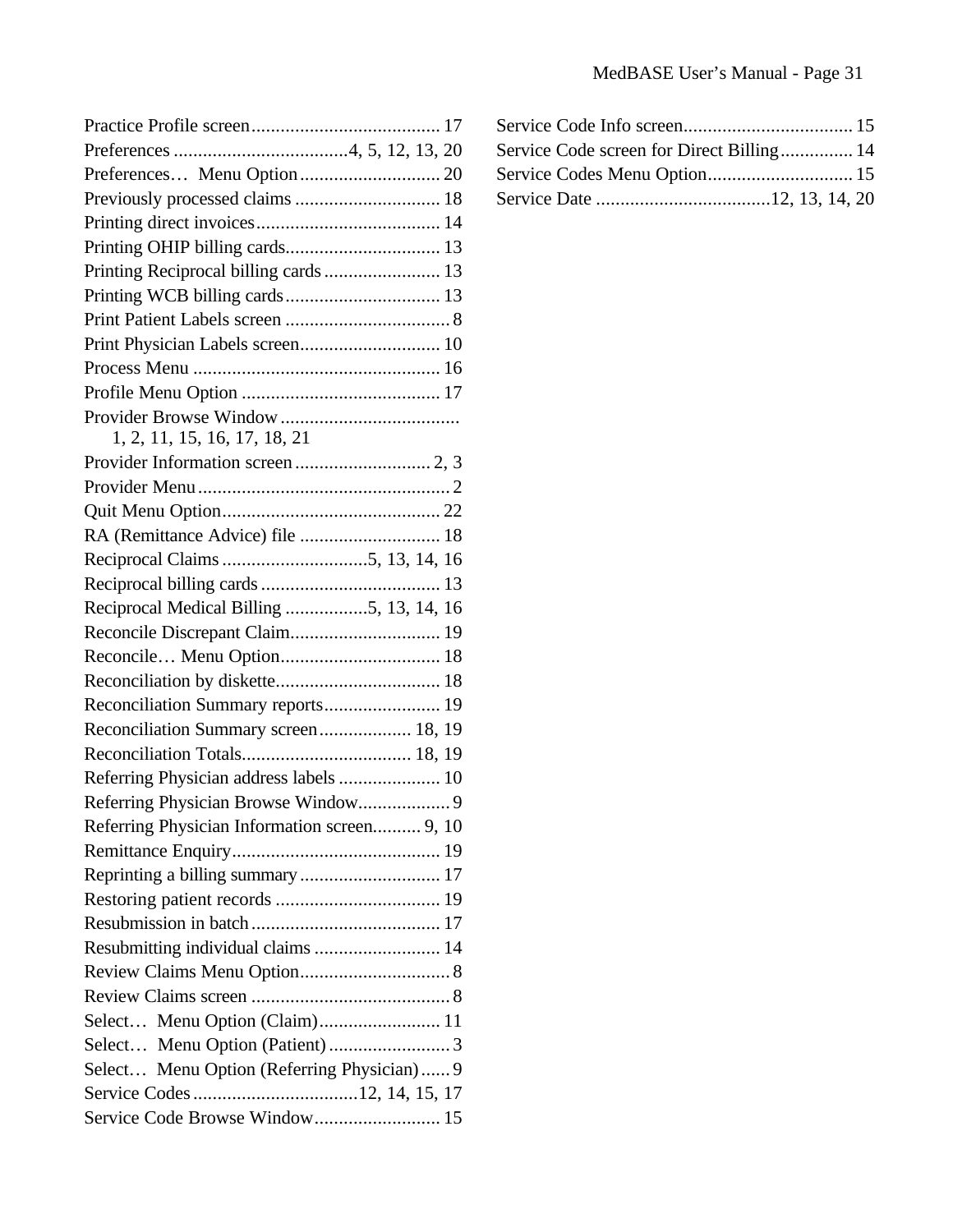Practice Profile screen....................................... 17
Preferences ....................................4, 5, 12, 13, 20
Preferences… Menu Option............................. 20
Previously processed claims .............................. 18
Printing direct invoices...................................... 14
Printing OHIP billing cards................................ 13
Printing Reciprocal billing cards........................ 13
Printing WCB billing cards................................ 13
Print Patient Labels screen .................................. 8
Print Physician Labels screen............................. 10
Process Menu ................................................... 16
Profile Menu Option ......................................... 17
Provider Browse Window.....................................
1, 2, 11, 15, 16, 17, 18, 21
Provider Information screen............................ 2, 3
Provider Menu.................................................... 2
Quit Menu Option............................................. 22
RA (Remittance Advice) file ............................. 18
Reciprocal Claims..............................5, 13, 14, 16
Reciprocal billing cards..................................... 13
Reciprocal Medical Billing .................5, 13, 14, 16
Reconcile Discrepant Claim............................... 19
Reconcile… Menu Option................................. 18
Reconciliation by diskette.................................. 18
Reconciliation Summary reports........................ 19
Reconciliation Summary screen................... 18, 19
Reconciliation Totals................................... 18, 19
Referring Physician address labels ..................... 10
Referring Physician Browse Window................... 9
Referring Physician Information screen.......... 9, 10
Remittance Enquiry........................................... 19
Reprinting a billing summary............................. 17
Restoring patient records .................................. 19
Resubmission in batch....................................... 17
Resubmitting individual claims .......................... 14
Review Claims Menu Option............................... 8
Review Claims screen ......................................... 8
Select… Menu Option (Claim)......................... 11
Select… Menu Option (Patient)......................... 3
Select… Menu Option (Referring Physician)...... 9
Service Codes..................................12, 14, 15, 17
Service Code Browse Window.......................... 15
Service Code Info screen................................... 15
Service Code screen for Direct Billing............... 14
Service Codes Menu Option.............................. 15
Service Date ....................................12, 13, 14, 20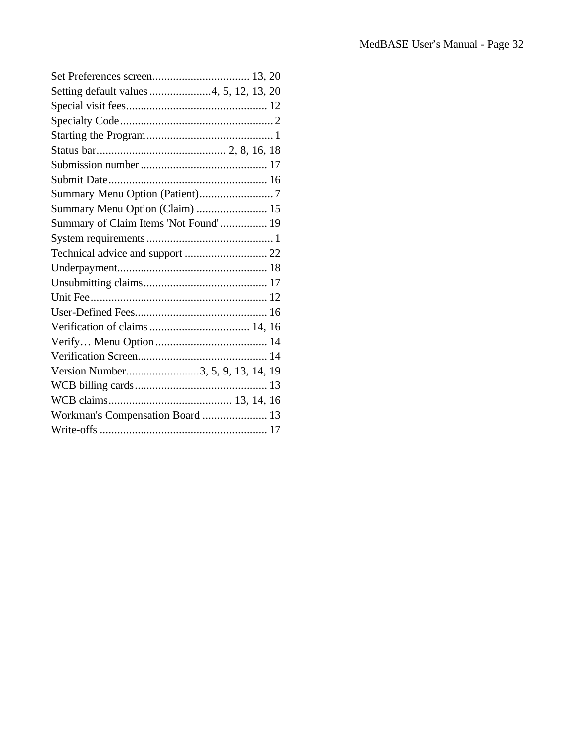Set Preferences screen................................. 13, 20
Setting default values.....................4, 5, 12, 13, 20
Special visit fees................................................ 12
Specialty Code.................................................... 2
Starting the Program........................................... 1
Status bar............................................ 2, 8, 16, 18
Submission number........................................... 17
Submit Date...................................................... 16
Summary Menu Option (Patient).......................... 7
Summary Menu Option (Claim) ........................ 15
Summary of Claim Items 'Not Found'................ 19
System requirements........................................... 1
Technical advice and support ............................ 22
Underpayment................................................... 18
Unsubmitting claims.......................................... 17
Unit Fee............................................................ 12
User-Defined Fees............................................. 16
Verification of claims .................................. 14, 16
Verify… Menu Option...................................... 14
Verification Screen............................................ 14
Version Number.........................3, 5, 9, 13, 14, 19
WCB billing cards............................................. 13
WCB claims......................................... 13, 14, 16
Workman's Compensation Board ...................... 13
Write-offs ......................................................... 17